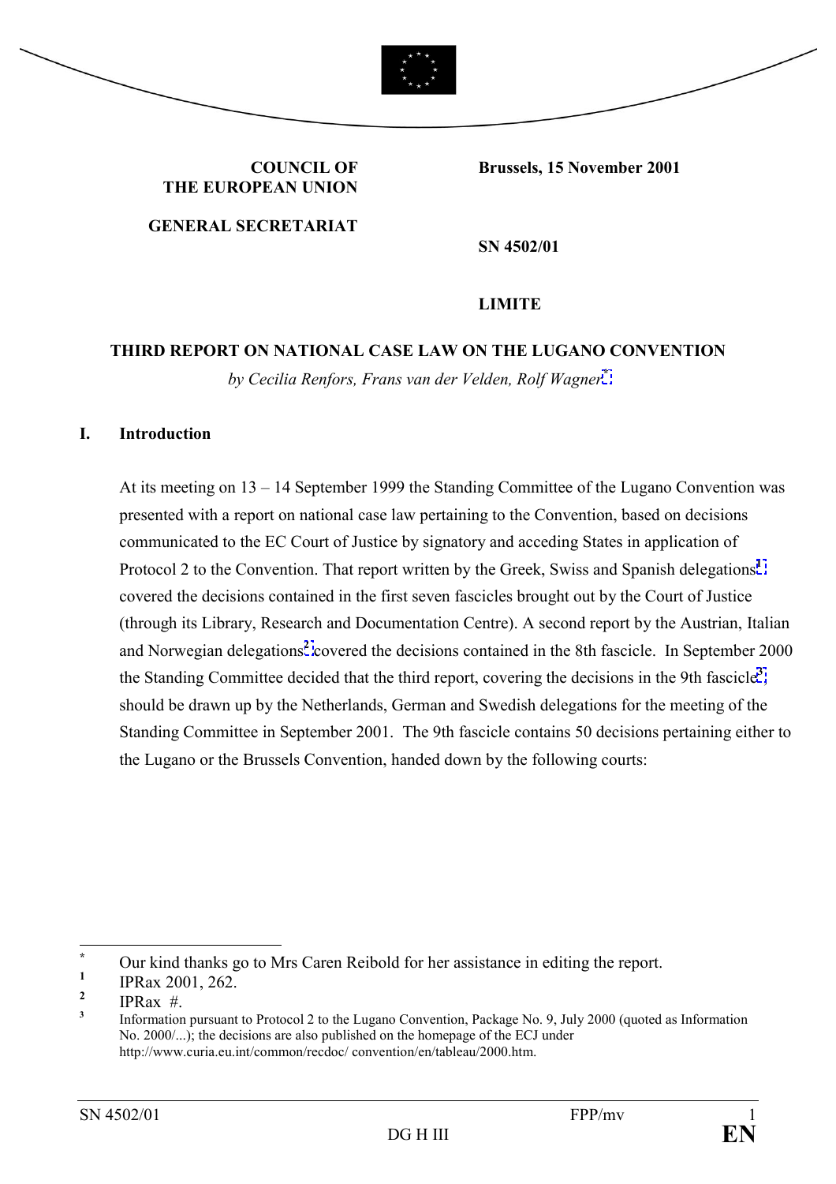**COUNCIL OF THE EUROPEAN UNION**

**GENERAL SECRETARIAT**

**Brussels, 15 November 2001**

**SN 4502/01**

**LIMITE**

## THIRD REPORT ON NATIONAL CASE LAW ON THE LUGANO CONVENTION

*by Cecilia Renfors, Frans van der Velden, Rolf Wagner*[*]

## I. Introduction

At its meeting on 13 – 14 September 1999 the Standing Committee of the Lugano Convention was presented with a report on national case law pertaining to the Convention, based on decisions communicated to the EC Court of Justice by signatory and acceding States in application of Protocol 2 to the Convention. That report written by the Greek, Swiss and Spanish delegations[1] covered the decisions contained in the first seven fascicles brought out by the Court of Justice (through its Library, Research and Documentation Centre). A second report by the Austrian, Italian and Norwegian delegations[2] covered the decisions contained in the 8th fascicle. In September 2000 the Standing Committee decided that the third report, covering the decisions in the 9th fascicle[3], should be drawn up by the Netherlands, German and Swedish delegations for the meeting of the Standing Committee in September 2001. The 9th fascicle contains 50 decisions pertaining either to the Lugano or the Brussels Convention, handed down by the following courts:

---

[*] Our kind thanks go to Mrs Caren Reibold for her assistance in editing the report.

[1] IPRax 2001, 262.

[2] IPRax #.

[3] Information pursuant to Protocol 2 to the Lugano Convention, Package No. 9, July 2000 (quoted as Information No. 2000/...); the decisions are also published on the homepage of the ECJ under http://www.curia.eu.int/common/recdoc/ convention/en/tableau/2000.htm.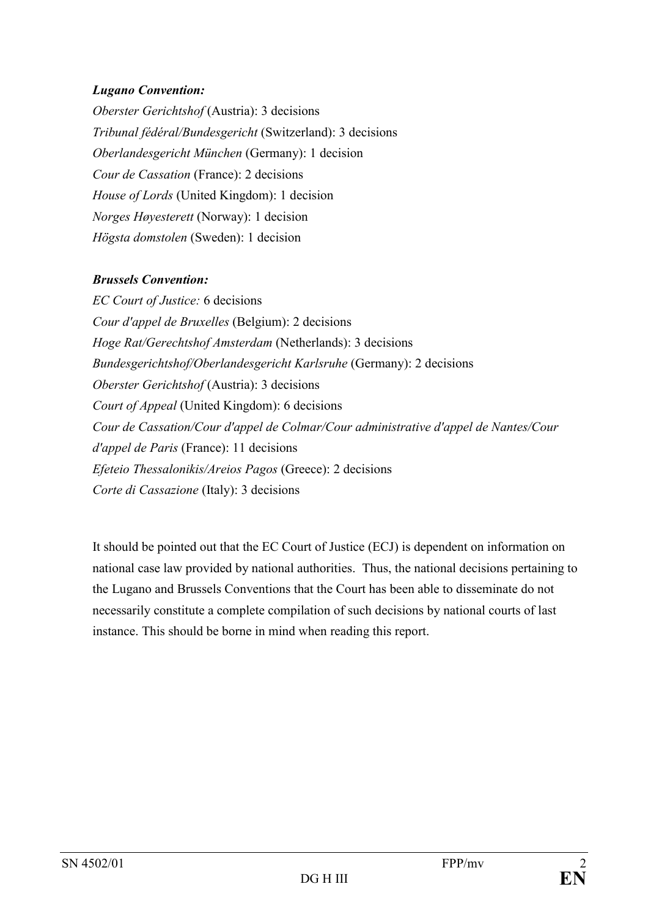***Lugano Convention:***

*Oberster Gerichtshof* (Austria): 3 decisions
*Tribunal fédéral/Bundesgericht* (Switzerland): 3 decisions
*Oberlandesgericht München* (Germany): 1 decision
*Cour de Cassation* (France): 2 decisions
*House of Lords* (United Kingdom): 1 decision
*Norges Høyesterett* (Norway): 1 decision
*Högsta domstolen* (Sweden): 1 decision

***Brussels Convention:***

*EC Court of Justice:* 6 decisions
*Cour d'appel de Bruxelles* (Belgium): 2 decisions
*Hoge Rat/Gerechtshof Amsterdam* (Netherlands): 3 decisions
*Bundesgerichtshof/Oberlandesgericht Karlsruhe* (Germany): 2 decisions
*Oberster Gerichtshof* (Austria): 3 decisions
*Court of Appeal* (United Kingdom): 6 decisions
*Cour de Cassation/Cour d'appel de Colmar/Cour administrative d'appel de Nantes/Cour d'appel de Paris* (France): 11 decisions
*Efeteio Thessalonikis/Areios Pagos* (Greece): 2 decisions
*Corte di Cassazione* (Italy): 3 decisions

It should be pointed out that the EC Court of Justice (ECJ) is dependent on information on national case law provided by national authorities. Thus, the national decisions pertaining to the Lugano and Brussels Conventions that the Court has been able to disseminate do not necessarily constitute a complete compilation of such decisions by national courts of last instance. This should be borne in mind when reading this report.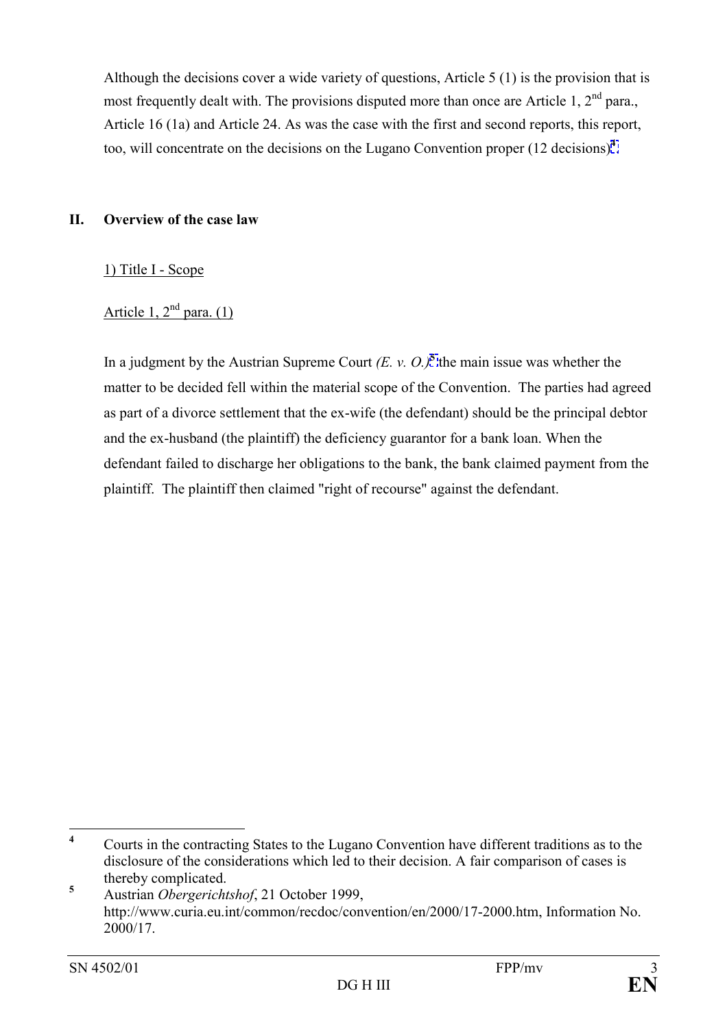Although the decisions cover a wide variety of questions, Article 5 (1) is the provision that is most frequently dealt with. The provisions disputed more than once are Article 1, 2nd para., Article 16 (1a) and Article 24. As was the case with the first and second reports, this report, too, will concentrate on the decisions on the Lugano Convention proper (12 decisions)[4].

## II. Overview of the case law

### 1) Title I - Scope

Article 1, 2nd para. (1)

In a judgment by the Austrian Supreme Court *(E. v. O.)*[5] the main issue was whether the matter to be decided fell within the material scope of the Convention. The parties had agreed as part of a divorce settlement that the ex-wife (the defendant) should be the principal debtor and the ex-husband (the plaintiff) the deficiency guarantor for a bank loan. When the defendant failed to discharge her obligations to the bank, the bank claimed payment from the plaintiff. The plaintiff then claimed "right of recourse" against the defendant.

---

[4] Courts in the contracting States to the Lugano Convention have different traditions as to the disclosure of the considerations which led to their decision. A fair comparison of cases is thereby complicated.

[5] Austrian *Obergerichtshof*, 21 October 1999, http://www.curia.eu.int/common/recdoc/convention/en/2000/17-2000.htm, Information No. 2000/17.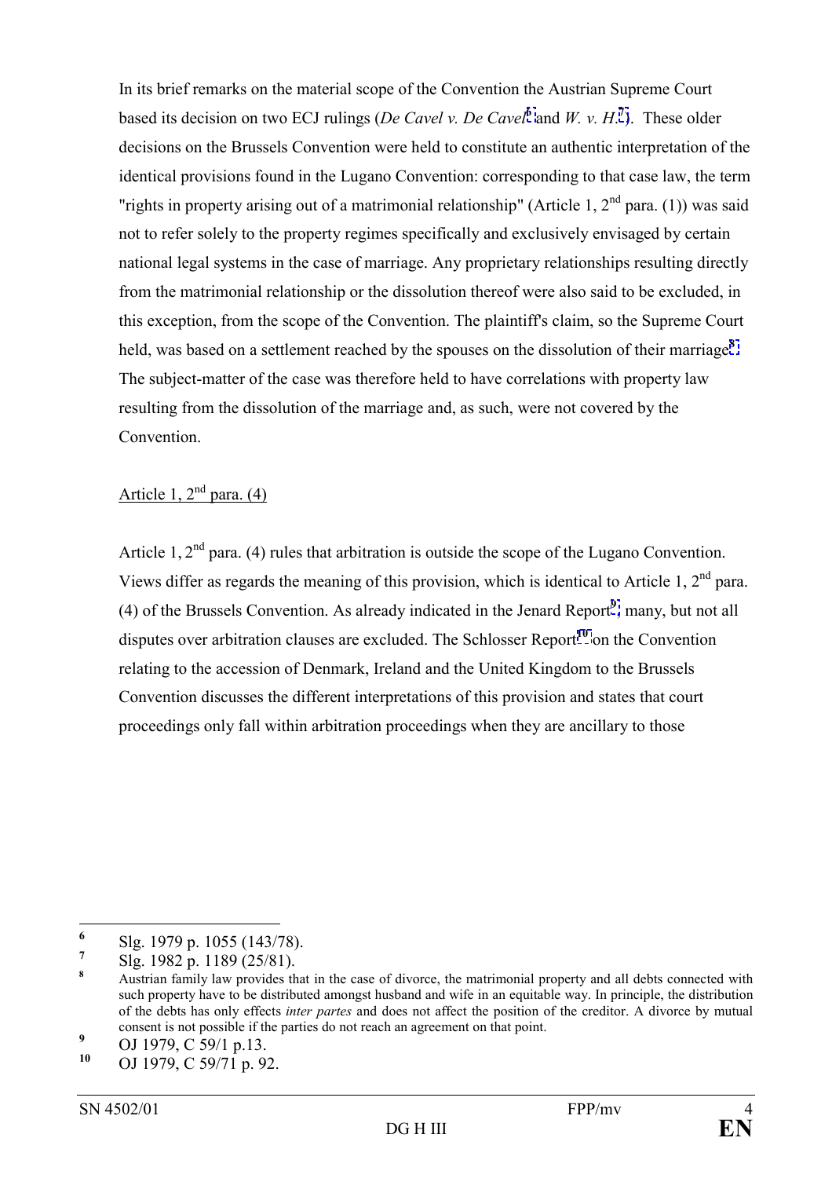In its brief remarks on the material scope of the Convention the Austrian Supreme Court based its decision on two ECJ rulings (*De Cavel v. De Cavel*[6] and *W. v. H.*[7]). These older decisions on the Brussels Convention were held to constitute an authentic interpretation of the identical provisions found in the Lugano Convention: corresponding to that case law, the term "rights in property arising out of a matrimonial relationship" (Article 1, 2nd para. (1)) was said not to refer solely to the property regimes specifically and exclusively envisaged by certain national legal systems in the case of marriage. Any proprietary relationships resulting directly from the matrimonial relationship or the dissolution thereof were also said to be excluded, in this exception, from the scope of the Convention. The plaintiff's claim, so the Supreme Court held, was based on a settlement reached by the spouses on the dissolution of their marriage[8]. The subject-matter of the case was therefore held to have correlations with property law resulting from the dissolution of the marriage and, as such, were not covered by the Convention.

<u>Article 1, 2nd para. (4)</u>

Article 1, 2nd para. (4) rules that arbitration is outside the scope of the Lugano Convention. Views differ as regards the meaning of this provision, which is identical to Article 1, 2nd para. (4) of the Brussels Convention. As already indicated in the Jenard Report[9], many, but not all disputes over arbitration clauses are excluded. The Schlosser Report[10] on the Convention relating to the accession of Denmark, Ireland and the United Kingdom to the Brussels Convention discusses the different interpretations of this provision and states that court proceedings only fall within arbitration proceedings when they are ancillary to those

---

[6] Slg. 1979 p. 1055 (143/78).

[7] Slg. 1982 p. 1189 (25/81).

[8] Austrian family law provides that in the case of divorce, the matrimonial property and all debts connected with such property have to be distributed amongst husband and wife in an equitable way. In principle, the distribution of the debts has only effects *inter partes* and does not affect the position of the creditor. A divorce by mutual consent is not possible if the parties do not reach an agreement on that point.

[9] OJ 1979, C 59/1 p.13.

[10] OJ 1979, C 59/71 p. 92.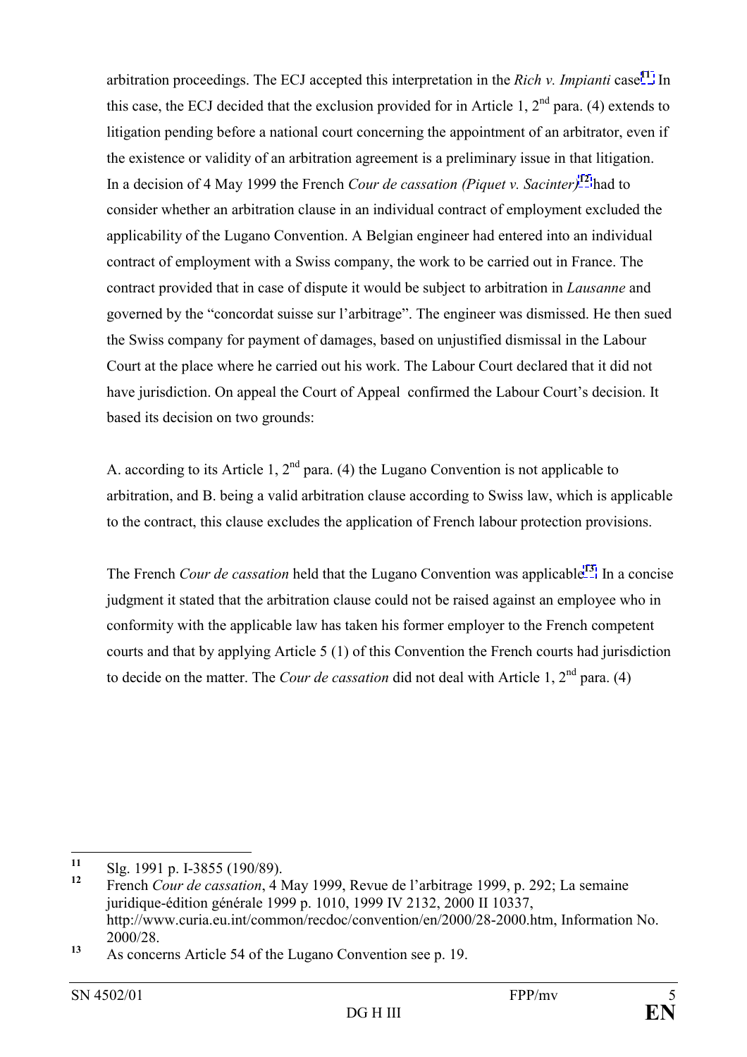arbitration proceedings. The ECJ accepted this interpretation in the *Rich v. Impianti* case[11]. In this case, the ECJ decided that the exclusion provided for in Article 1, 2nd para. (4) extends to litigation pending before a national court concerning the appointment of an arbitrator, even if the existence or validity of an arbitration agreement is a preliminary issue in that litigation. In a decision of 4 May 1999 the French *Cour de cassation (Piquet v. Sacinter)*[12] had to consider whether an arbitration clause in an individual contract of employment excluded the applicability of the Lugano Convention. A Belgian engineer had entered into an individual contract of employment with a Swiss company, the work to be carried out in France. The contract provided that in case of dispute it would be subject to arbitration in *Lausanne* and governed by the "concordat suisse sur l'arbitrage". The engineer was dismissed. He then sued the Swiss company for payment of damages, based on unjustified dismissal in the Labour Court at the place where he carried out his work. The Labour Court declared that it did not have jurisdiction. On appeal the Court of Appeal confirmed the Labour Court's decision. It based its decision on two grounds:

A. according to its Article 1, 2nd para. (4) the Lugano Convention is not applicable to arbitration, and B. being a valid arbitration clause according to Swiss law, which is applicable to the contract, this clause excludes the application of French labour protection provisions.

The French *Cour de cassation* held that the Lugano Convention was applicable[13]. In a concise judgment it stated that the arbitration clause could not be raised against an employee who in conformity with the applicable law has taken his former employer to the French competent courts and that by applying Article 5 (1) of this Convention the French courts had jurisdiction to decide on the matter. The *Cour de cassation* did not deal with Article 1, 2nd para. (4)

---

[11] Slg. 1991 p. I-3855 (190/89).

[12] French *Cour de cassation*, 4 May 1999, Revue de l'arbitrage 1999, p. 292; La semaine juridique-édition générale 1999 p. 1010, 1999 IV 2132, 2000 II 10337, http://www.curia.eu.int/common/recdoc/convention/en/2000/28-2000.htm, Information No. 2000/28.

[13] As concerns Article 54 of the Lugano Convention see p. 19.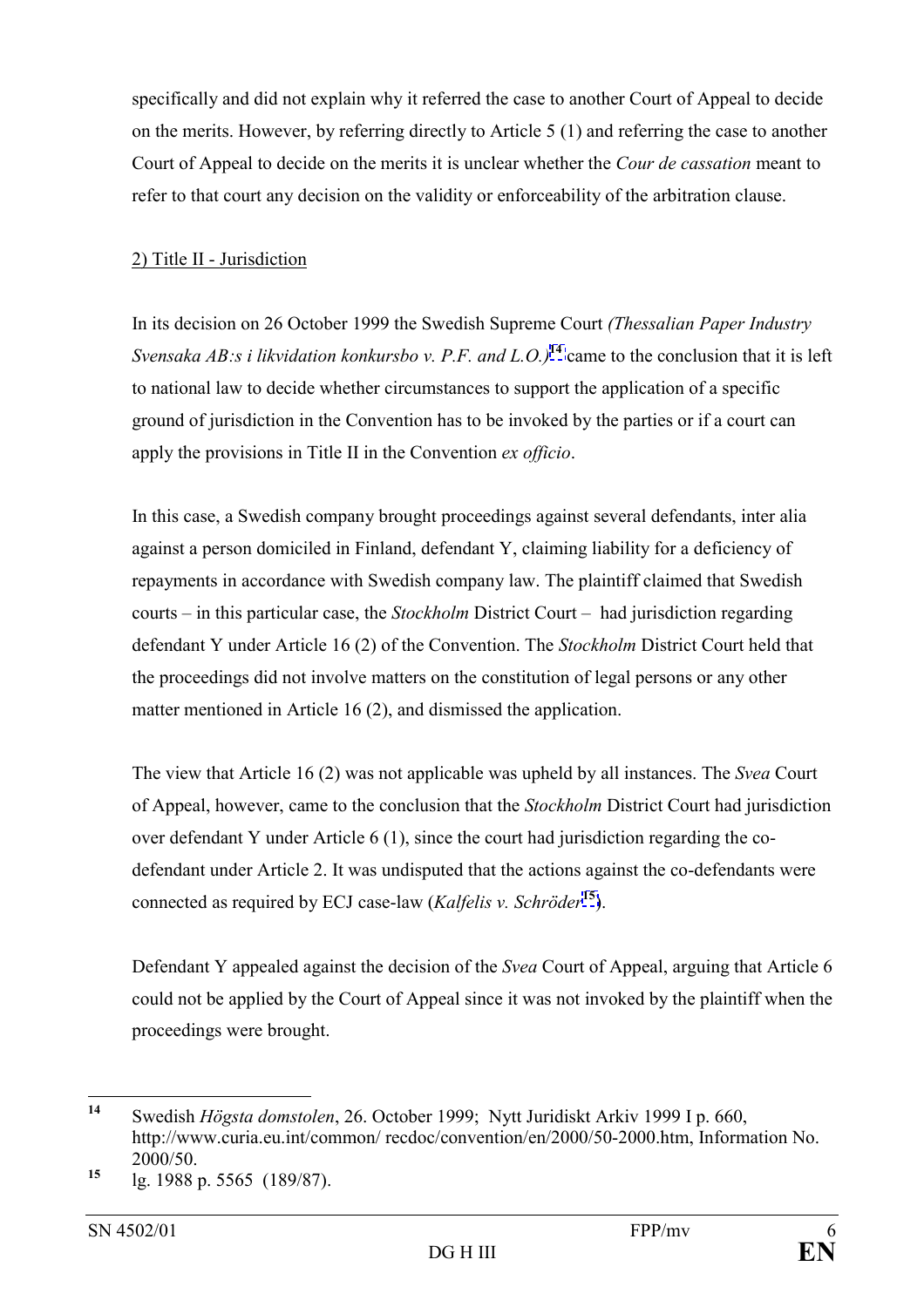specifically and did not explain why it referred the case to another Court of Appeal to decide on the merits. However, by referring directly to Article 5 (1) and referring the case to another Court of Appeal to decide on the merits it is unclear whether the *Cour de cassation* meant to refer to that court any decision on the validity or enforceability of the arbitration clause.

2) Title II - Jurisdiction

In its decision on 26 October 1999 the Swedish Supreme Court *(Thessalian Paper Industry Svensaka AB:s i likvidation konkursbo v. P.F. and L.O.)*[14] came to the conclusion that it is left to national law to decide whether circumstances to support the application of a specific ground of jurisdiction in the Convention has to be invoked by the parties or if a court can apply the provisions in Title II in the Convention *ex officio*.

In this case, a Swedish company brought proceedings against several defendants, inter alia against a person domiciled in Finland, defendant Y, claiming liability for a deficiency of repayments in accordance with Swedish company law. The plaintiff claimed that Swedish courts – in this particular case, the *Stockholm* District Court – had jurisdiction regarding defendant Y under Article 16 (2) of the Convention. The *Stockholm* District Court held that the proceedings did not involve matters on the constitution of legal persons or any other matter mentioned in Article 16 (2), and dismissed the application.

The view that Article 16 (2) was not applicable was upheld by all instances. The *Svea* Court of Appeal, however, came to the conclusion that the *Stockholm* District Court had jurisdiction over defendant Y under Article 6 (1), since the court had jurisdiction regarding the co-defendant under Article 2. It was undisputed that the actions against the co-defendants were connected as required by ECJ case-law (*Kalfelis v. Schröder*[15]).

Defendant Y appealed against the decision of the *Svea* Court of Appeal, arguing that Article 6 could not be applied by the Court of Appeal since it was not invoked by the plaintiff when the proceedings were brought.

---

[14] Swedish *Högsta domstolen*, 26. October 1999; Nytt Juridiskt Arkiv 1999 I p. 660, http://www.curia.eu.int/common/ recdoc/convention/en/2000/50-2000.htm, Information No. 2000/50.

[15] Ig. 1988 p. 5565 (189/87).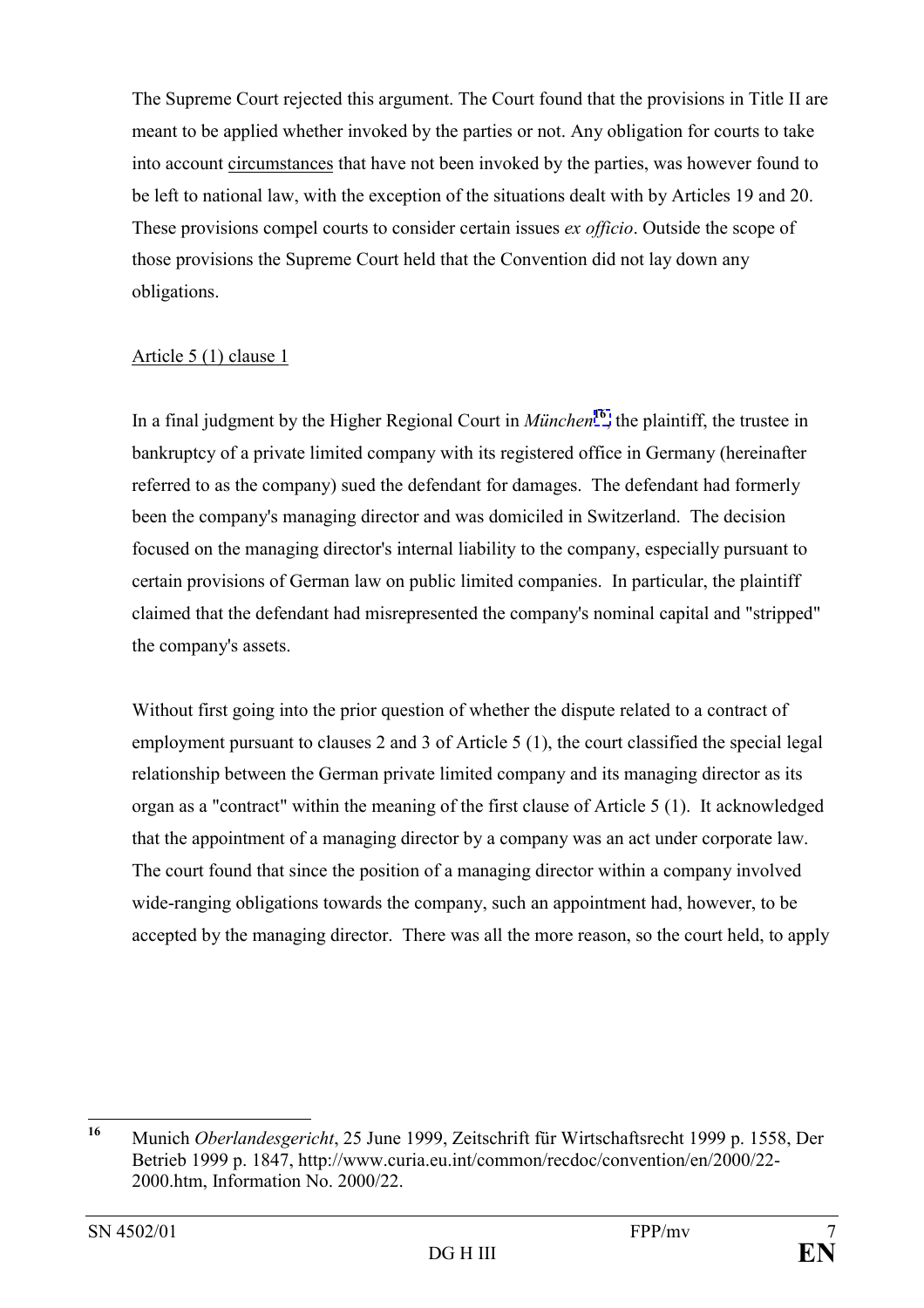The Supreme Court rejected this argument. The Court found that the provisions in Title II are meant to be applied whether invoked by the parties or not. Any obligation for courts to take into account circumstances that have not been invoked by the parties, was however found to be left to national law, with the exception of the situations dealt with by Articles 19 and 20. These provisions compel courts to consider certain issues *ex officio*. Outside the scope of those provisions the Supreme Court held that the Convention did not lay down any obligations.

Article 5 (1) clause 1

In a final judgment by the Higher Regional Court in *München*[16], the plaintiff, the trustee in bankruptcy of a private limited company with its registered office in Germany (hereinafter referred to as the company) sued the defendant for damages. The defendant had formerly been the company's managing director and was domiciled in Switzerland. The decision focused on the managing director's internal liability to the company, especially pursuant to certain provisions of German law on public limited companies. In particular, the plaintiff claimed that the defendant had misrepresented the company's nominal capital and "stripped" the company's assets.

Without first going into the prior question of whether the dispute related to a contract of employment pursuant to clauses 2 and 3 of Article 5 (1), the court classified the special legal relationship between the German private limited company and its managing director as its organ as a "contract" within the meaning of the first clause of Article 5 (1). It acknowledged that the appointment of a managing director by a company was an act under corporate law. The court found that since the position of a managing director within a company involved wide-ranging obligations towards the company, such an appointment had, however, to be accepted by the managing director. There was all the more reason, so the court held, to apply

[16] Munich *Oberlandesgericht*, 25 June 1999, Zeitschrift für Wirtschaftsrecht 1999 p. 1558, Der Betrieb 1999 p. 1847, http://www.curia.eu.int/common/recdoc/convention/en/2000/22-2000.htm, Information No. 2000/22.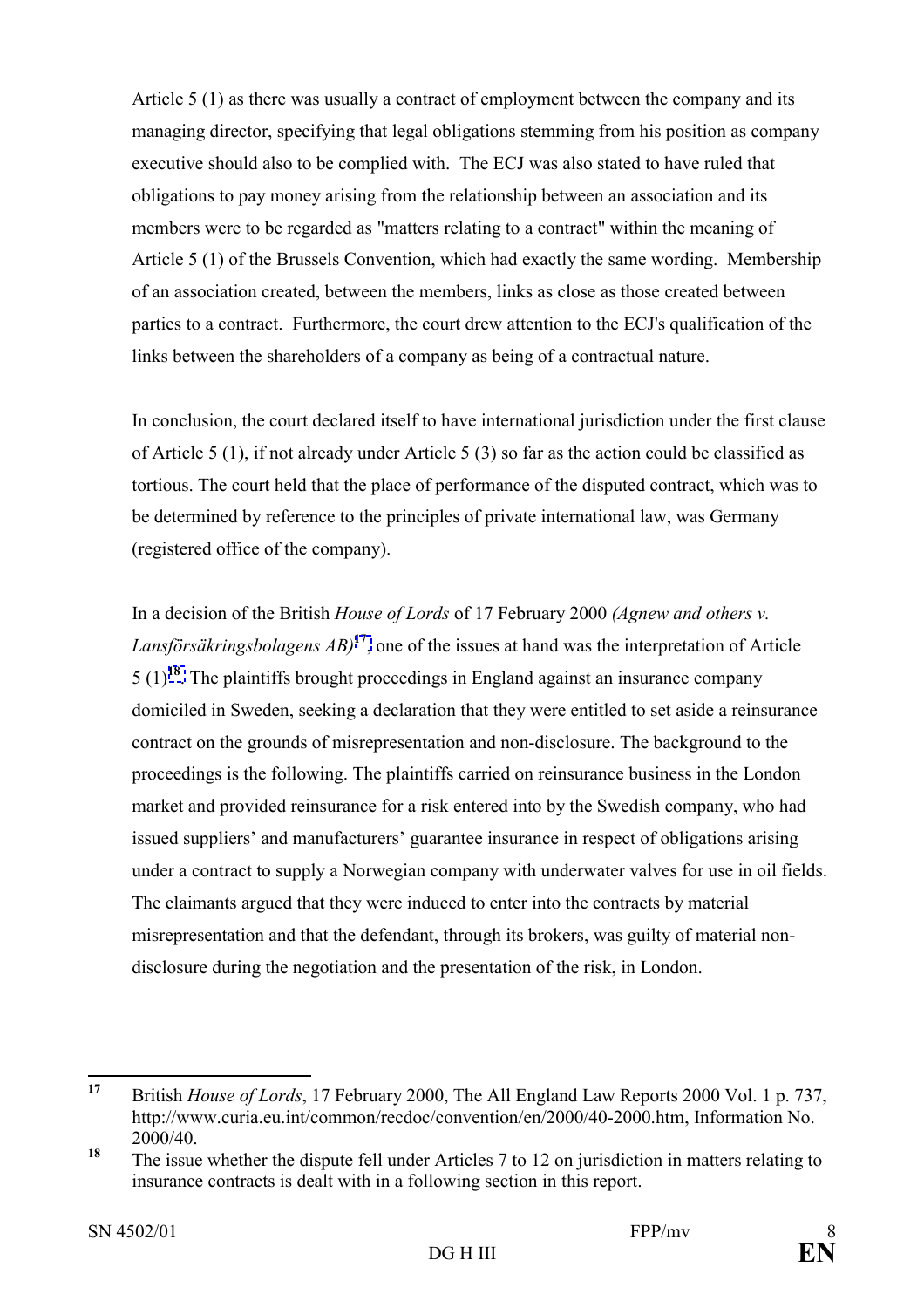Article 5 (1) as there was usually a contract of employment between the company and its managing director, specifying that legal obligations stemming from his position as company executive should also to be complied with. The ECJ was also stated to have ruled that obligations to pay money arising from the relationship between an association and its members were to be regarded as "matters relating to a contract" within the meaning of Article 5 (1) of the Brussels Convention, which had exactly the same wording. Membership of an association created, between the members, links as close as those created between parties to a contract. Furthermore, the court drew attention to the ECJ's qualification of the links between the shareholders of a company as being of a contractual nature.

In conclusion, the court declared itself to have international jurisdiction under the first clause of Article 5 (1), if not already under Article 5 (3) so far as the action could be classified as tortious. The court held that the place of performance of the disputed contract, which was to be determined by reference to the principles of private international law, was Germany (registered office of the company).

In a decision of the British *House of Lords* of 17 February 2000 *(Agnew and others v. Lansförsäkringsbolagens AB)*[17], one of the issues at hand was the interpretation of Article 5 (1)[18]. The plaintiffs brought proceedings in England against an insurance company domiciled in Sweden, seeking a declaration that they were entitled to set aside a reinsurance contract on the grounds of misrepresentation and non-disclosure. The background to the proceedings is the following. The plaintiffs carried on reinsurance business in the London market and provided reinsurance for a risk entered into by the Swedish company, who had issued suppliers' and manufacturers' guarantee insurance in respect of obligations arising under a contract to supply a Norwegian company with underwater valves for use in oil fields. The claimants argued that they were induced to enter into the contracts by material misrepresentation and that the defendant, through its brokers, was guilty of material non-disclosure during the negotiation and the presentation of the risk, in London.

---

[17] British *House of Lords*, 17 February 2000, The All England Law Reports 2000 Vol. 1 p. 737, http://www.curia.eu.int/common/recdoc/convention/en/2000/40-2000.htm, Information No. 2000/40.

[18] The issue whether the dispute fell under Articles 7 to 12 on jurisdiction in matters relating to insurance contracts is dealt with in a following section in this report.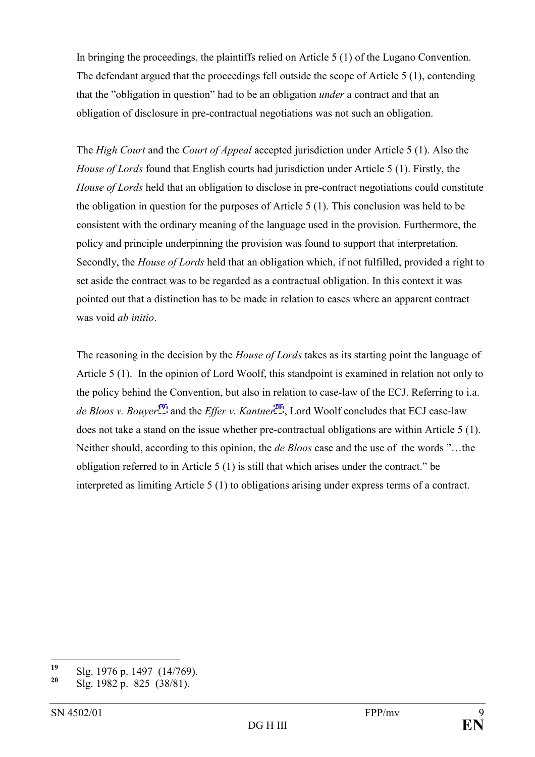In bringing the proceedings, the plaintiffs relied on Article 5 (1) of the Lugano Convention. The defendant argued that the proceedings fell outside the scope of Article 5 (1), contending that the "obligation in question" had to be an obligation *under* a contract and that an obligation of disclosure in pre-contractual negotiations was not such an obligation.

The *High Court* and the *Court of Appeal* accepted jurisdiction under Article 5 (1). Also the *House of Lords* found that English courts had jurisdiction under Article 5 (1). Firstly, the *House of Lords* held that an obligation to disclose in pre-contract negotiations could constitute the obligation in question for the purposes of Article 5 (1). This conclusion was held to be consistent with the ordinary meaning of the language used in the provision. Furthermore, the policy and principle underpinning the provision was found to support that interpretation. Secondly, the *House of Lords* held that an obligation which, if not fulfilled, provided a right to set aside the contract was to be regarded as a contractual obligation. In this context it was pointed out that a distinction has to be made in relation to cases where an apparent contract was void *ab initio*.

The reasoning in the decision by the *House of Lords* takes as its starting point the language of Article 5 (1). In the opinion of Lord Woolf, this standpoint is examined in relation not only to the policy behind the Convention, but also in relation to case-law of the ECJ. Referring to i.a. *de Bloos v. Bouyer*[19] and the *Effer v. Kantner*[20], Lord Woolf concludes that ECJ case-law does not take a stand on the issue whether pre-contractual obligations are within Article 5 (1). Neither should, according to this opinion, the *de Bloos* case and the use of the words "…the obligation referred to in Article 5 (1) is still that which arises under the contract." be interpreted as limiting Article 5 (1) to obligations arising under express terms of a contract.

---

[19] Slg. 1976 p. 1497 (14/769).

[20] Slg. 1982 p. 825 (38/81).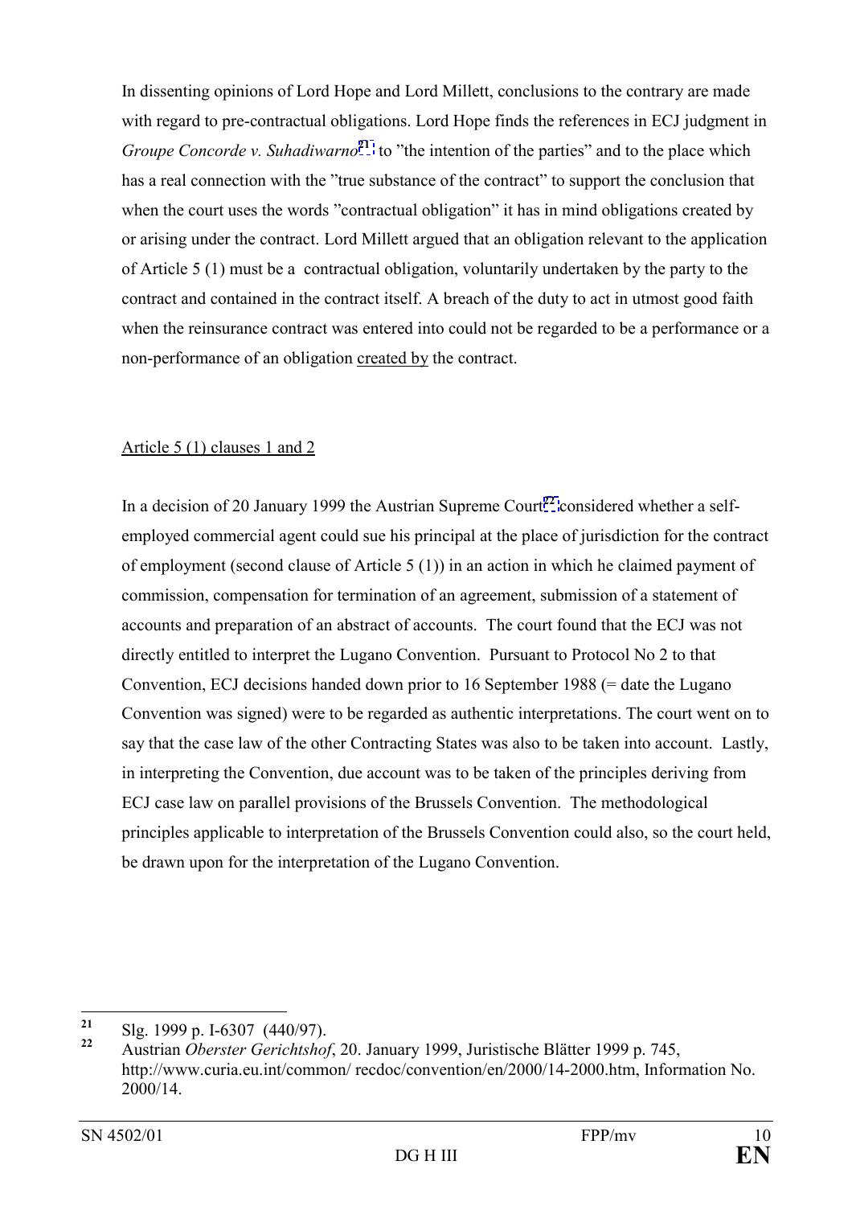In dissenting opinions of Lord Hope and Lord Millett, conclusions to the contrary are made with regard to pre-contractual obligations. Lord Hope finds the references in ECJ judgment in *Groupe Concorde v. Suhadiwarno*[21] to "the intention of the parties" and to the place which has a real connection with the "true substance of the contract" to support the conclusion that when the court uses the words "contractual obligation" it has in mind obligations created by or arising under the contract. Lord Millett argued that an obligation relevant to the application of Article 5 (1) must be a contractual obligation, voluntarily undertaken by the party to the contract and contained in the contract itself. A breach of the duty to act in utmost good faith when the reinsurance contract was entered into could not be regarded to be a performance or a non-performance of an obligation <u>created by</u> the contract.

<u>Article 5 (1) clauses 1 and 2</u>

In a decision of 20 January 1999 the Austrian Supreme Court[22] considered whether a self-employed commercial agent could sue his principal at the place of jurisdiction for the contract of employment (second clause of Article 5 (1)) in an action in which he claimed payment of commission, compensation for termination of an agreement, submission of a statement of accounts and preparation of an abstract of accounts. The court found that the ECJ was not directly entitled to interpret the Lugano Convention. Pursuant to Protocol No 2 to that Convention, ECJ decisions handed down prior to 16 September 1988 (= date the Lugano Convention was signed) were to be regarded as authentic interpretations. The court went on to say that the case law of the other Contracting States was also to be taken into account. Lastly, in interpreting the Convention, due account was to be taken of the principles deriving from ECJ case law on parallel provisions of the Brussels Convention. The methodological principles applicable to interpretation of the Brussels Convention could also, so the court held, be drawn upon for the interpretation of the Lugano Convention.

---

[21] Slg. 1999 p. I-6307 (440/97).

[22] Austrian *Oberster Gerichtshof*, 20. January 1999, Juristische Blätter 1999 p. 745, http://www.curia.eu.int/common/ recdoc/convention/en/2000/14-2000.htm, Information No. 2000/14.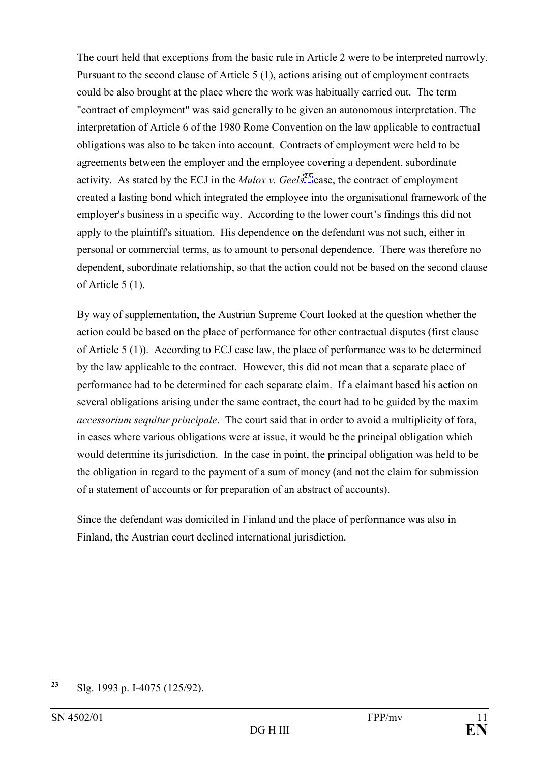The court held that exceptions from the basic rule in Article 2 were to be interpreted narrowly. Pursuant to the second clause of Article 5 (1), actions arising out of employment contracts could be also brought at the place where the work was habitually carried out. The term "contract of employment" was said generally to be given an autonomous interpretation. The interpretation of Article 6 of the 1980 Rome Convention on the law applicable to contractual obligations was also to be taken into account. Contracts of employment were held to be agreements between the employer and the employee covering a dependent, subordinate activity. As stated by the ECJ in the *Mulox v. Geels*[23] case, the contract of employment created a lasting bond which integrated the employee into the organisational framework of the employer's business in a specific way. According to the lower court's findings this did not apply to the plaintiff's situation. His dependence on the defendant was not such, either in personal or commercial terms, as to amount to personal dependence. There was therefore no dependent, subordinate relationship, so that the action could not be based on the second clause of Article 5 (1).

By way of supplementation, the Austrian Supreme Court looked at the question whether the action could be based on the place of performance for other contractual disputes (first clause of Article 5 (1)). According to ECJ case law, the place of performance was to be determined by the law applicable to the contract. However, this did not mean that a separate place of performance had to be determined for each separate claim. If a claimant based his action on several obligations arising under the same contract, the court had to be guided by the maxim *accessorium sequitur principale*. The court said that in order to avoid a multiplicity of fora, in cases where various obligations were at issue, it would be the principal obligation which would determine its jurisdiction. In the case in point, the principal obligation was held to be the obligation in regard to the payment of a sum of money (and not the claim for submission of a statement of accounts or for preparation of an abstract of accounts).

Since the defendant was domiciled in Finland and the place of performance was also in Finland, the Austrian court declined international jurisdiction.

---

[23] Slg. 1993 p. I-4075 (125/92).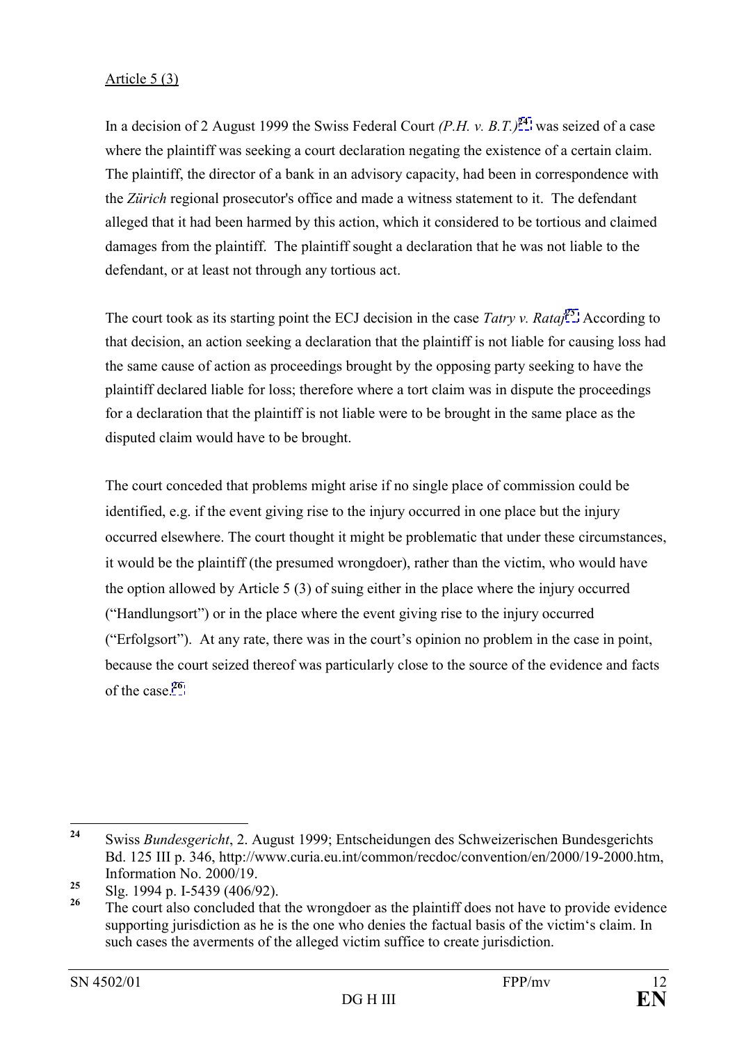Article 5 (3)

In a decision of 2 August 1999 the Swiss Federal Court *(P.H. v. B.T.)*[24] was seized of a case where the plaintiff was seeking a court declaration negating the existence of a certain claim. The plaintiff, the director of a bank in an advisory capacity, had been in correspondence with the *Zürich* regional prosecutor's office and made a witness statement to it. The defendant alleged that it had been harmed by this action, which it considered to be tortious and claimed damages from the plaintiff. The plaintiff sought a declaration that he was not liable to the defendant, or at least not through any tortious act.

The court took as its starting point the ECJ decision in the case *Tatry v. Rataj*[25]. According to that decision, an action seeking a declaration that the plaintiff is not liable for causing loss had the same cause of action as proceedings brought by the opposing party seeking to have the plaintiff declared liable for loss; therefore where a tort claim was in dispute the proceedings for a declaration that the plaintiff is not liable were to be brought in the same place as the disputed claim would have to be brought.

The court conceded that problems might arise if no single place of commission could be identified, e.g. if the event giving rise to the injury occurred in one place but the injury occurred elsewhere. The court thought it might be problematic that under these circumstances, it would be the plaintiff (the presumed wrongdoer), rather than the victim, who would have the option allowed by Article 5 (3) of suing either in the place where the injury occurred ("Handlungsort") or in the place where the event giving rise to the injury occurred ("Erfolgsort"). At any rate, there was in the court's opinion no problem in the case in point, because the court seized thereof was particularly close to the source of the evidence and facts of the case.[26]

---

[24] Swiss *Bundesgericht*, 2. August 1999; Entscheidungen des Schweizerischen Bundesgerichts Bd. 125 III p. 346, http://www.curia.eu.int/common/recdoc/convention/en/2000/19-2000.htm, Information No. 2000/19.

[25] Slg. 1994 p. I-5439 (406/92).

[26] The court also concluded that the wrongdoer as the plaintiff does not have to provide evidence supporting jurisdiction as he is the one who denies the factual basis of the victim's claim. In such cases the averments of the alleged victim suffice to create jurisdiction.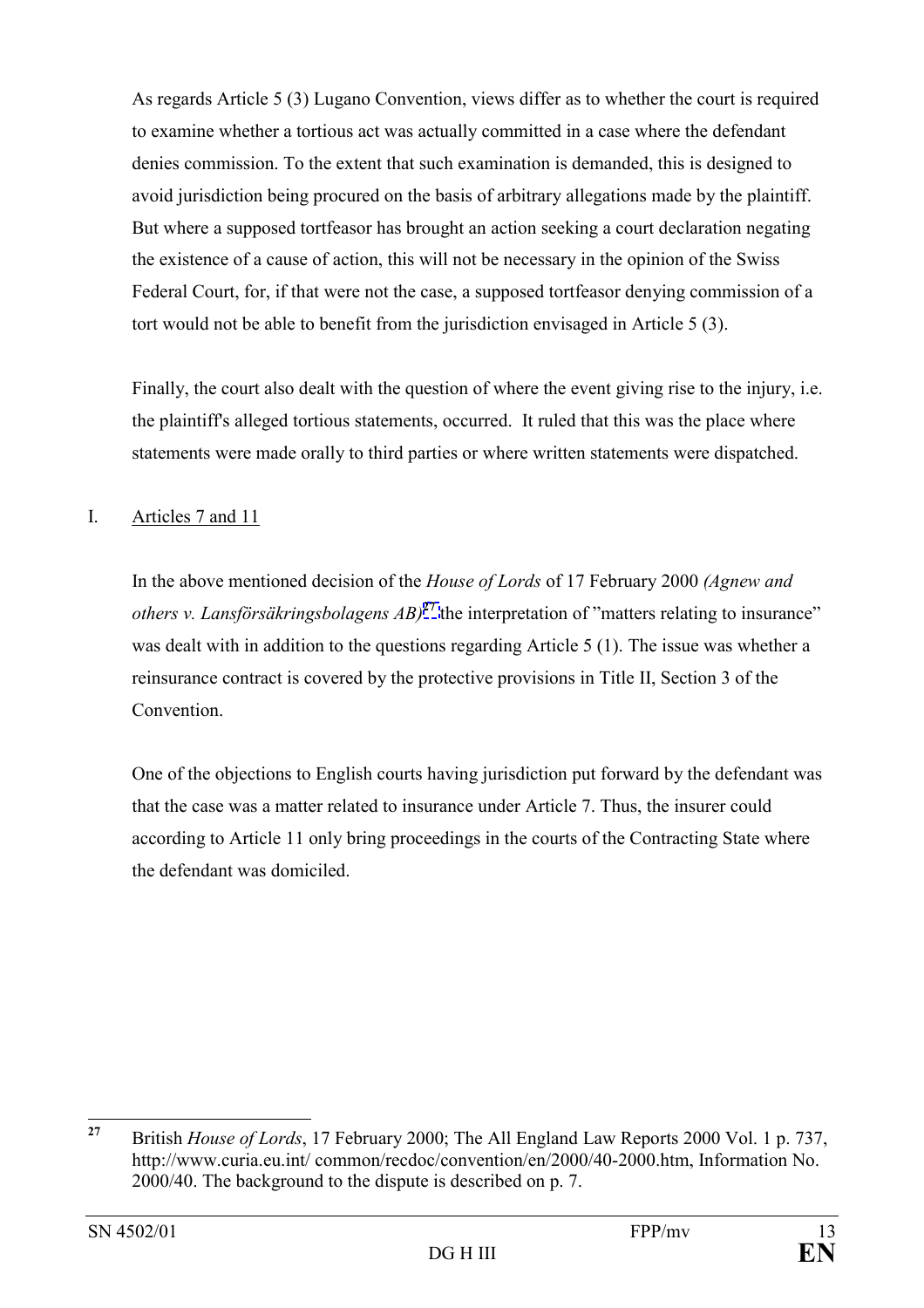As regards Article 5 (3) Lugano Convention, views differ as to whether the court is required to examine whether a tortious act was actually committed in a case where the defendant denies commission. To the extent that such examination is demanded, this is designed to avoid jurisdiction being procured on the basis of arbitrary allegations made by the plaintiff. But where a supposed tortfeasor has brought an action seeking a court declaration negating the existence of a cause of action, this will not be necessary in the opinion of the Swiss Federal Court, for, if that were not the case, a supposed tortfeasor denying commission of a tort would not be able to benefit from the jurisdiction envisaged in Article 5 (3).

Finally, the court also dealt with the question of where the event giving rise to the injury, i.e. the plaintiff's alleged tortious statements, occurred. It ruled that this was the place where statements were made orally to third parties or where written statements were dispatched.

## I. Articles 7 and 11

In the above mentioned decision of the *House of Lords* of 17 February 2000 *(Agnew and others v. Lansförsäkringsbolagens AB)*[27] the interpretation of "matters relating to insurance" was dealt with in addition to the questions regarding Article 5 (1). The issue was whether a reinsurance contract is covered by the protective provisions in Title II, Section 3 of the Convention.

One of the objections to English courts having jurisdiction put forward by the defendant was that the case was a matter related to insurance under Article 7. Thus, the insurer could according to Article 11 only bring proceedings in the courts of the Contracting State where the defendant was domiciled.

---

[27] British *House of Lords*, 17 February 2000; The All England Law Reports 2000 Vol. 1 p. 737, http://www.curia.eu.int/ common/recdoc/convention/en/2000/40-2000.htm, Information No. 2000/40. The background to the dispute is described on p. 7.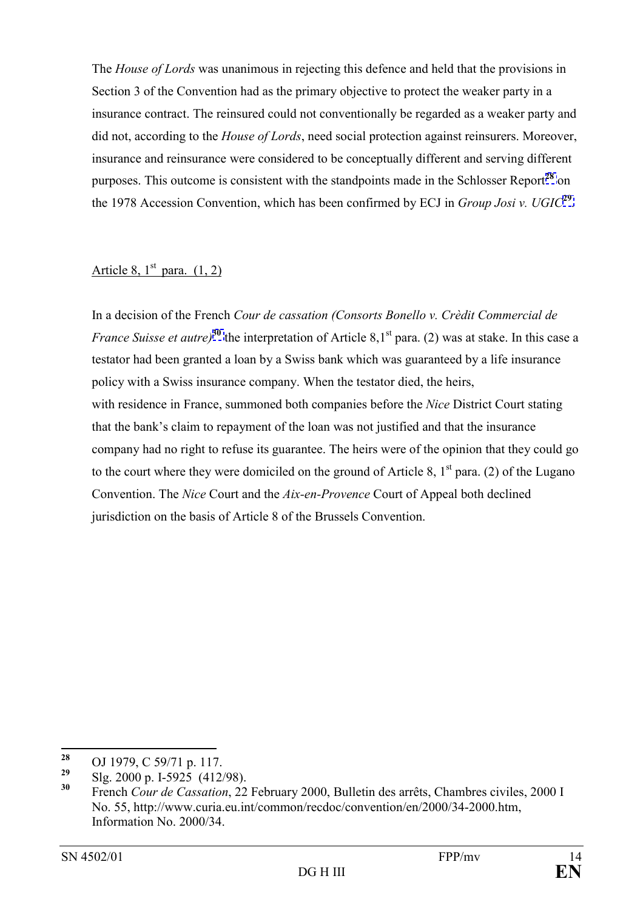The *House of Lords* was unanimous in rejecting this defence and held that the provisions in Section 3 of the Convention had as the primary objective to protect the weaker party in a insurance contract. The reinsured could not conventionally be regarded as a weaker party and did not, according to the *House of Lords*, need social protection against reinsurers. Moreover, insurance and reinsurance were considered to be conceptually different and serving different purposes. This outcome is consistent with the standpoints made in the Schlosser Report[28] on the 1978 Accession Convention, which has been confirmed by ECJ in *Group Josi v. UGIC*[29].

Article 8, 1st para. (1, 2)

In a decision of the French *Cour de cassation (Consorts Bonello v. Crèdit Commercial de France Suisse et autre)*[30] the interpretation of Article 8,1st para. (2) was at stake. In this case a testator had been granted a loan by a Swiss bank which was guaranteed by a life insurance policy with a Swiss insurance company. When the testator died, the heirs, with residence in France, summoned both companies before the *Nice* District Court stating that the bank's claim to repayment of the loan was not justified and that the insurance company had no right to refuse its guarantee. The heirs were of the opinion that they could go to the court where they were domiciled on the ground of Article 8, 1st para. (2) of the Lugano Convention. The *Nice* Court and the *Aix-en-Provence* Court of Appeal both declined jurisdiction on the basis of Article 8 of the Brussels Convention.

---

[28] OJ 1979, C 59/71 p. 117.

[29] Slg. 2000 p. I-5925 (412/98).

[30] French *Cour de Cassation*, 22 February 2000, Bulletin des arrêts, Chambres civiles, 2000 I No. 55, http://www.curia.eu.int/common/recdoc/convention/en/2000/34-2000.htm, Information No. 2000/34.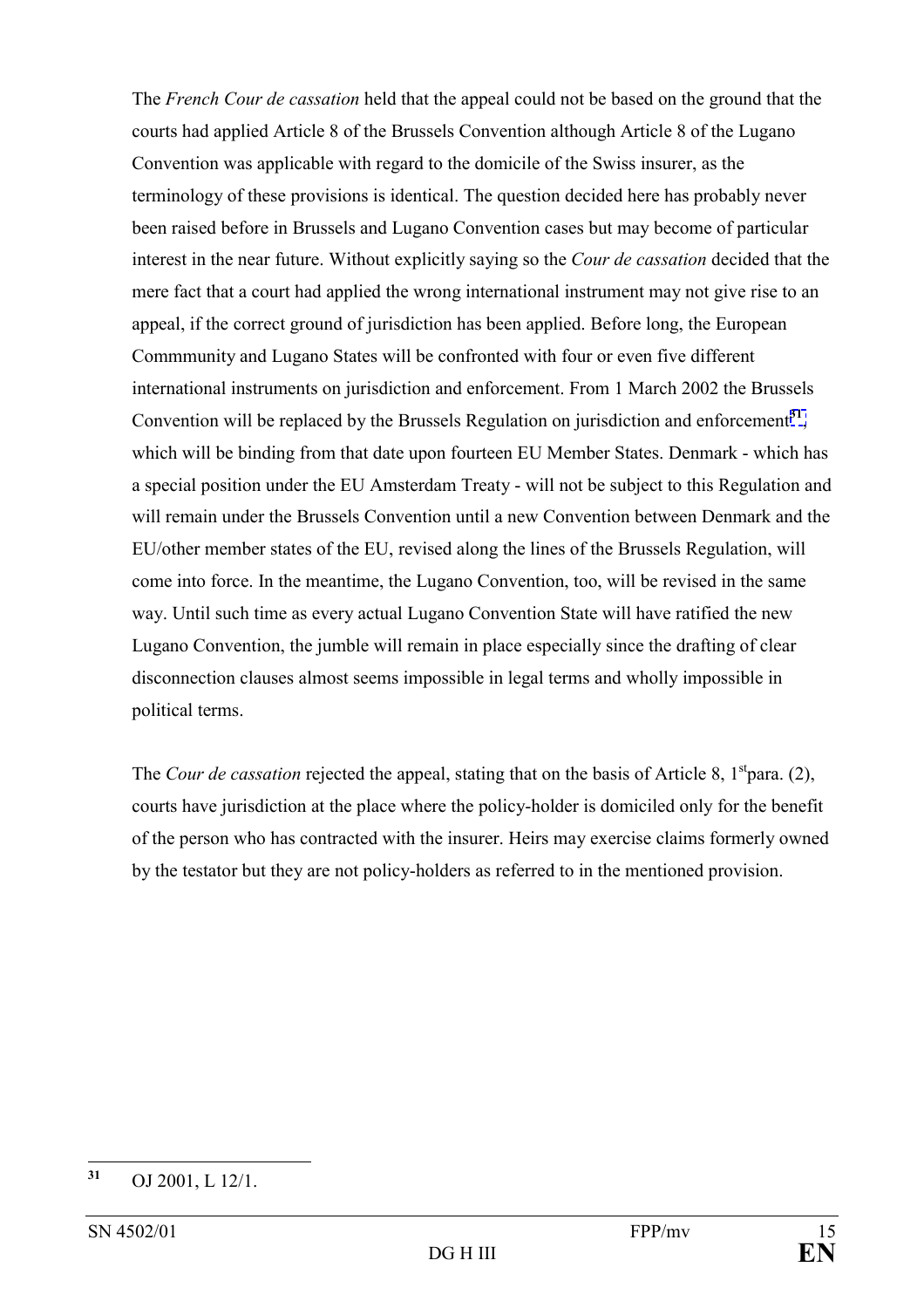The *French Cour de cassation* held that the appeal could not be based on the ground that the courts had applied Article 8 of the Brussels Convention although Article 8 of the Lugano Convention was applicable with regard to the domicile of the Swiss insurer, as the terminology of these provisions is identical. The question decided here has probably never been raised before in Brussels and Lugano Convention cases but may become of particular interest in the near future. Without explicitly saying so the *Cour de cassation* decided that the mere fact that a court had applied the wrong international instrument may not give rise to an appeal, if the correct ground of jurisdiction has been applied. Before long, the European Commmunity and Lugano States will be confronted with four or even five different international instruments on jurisdiction and enforcement. From 1 March 2002 the Brussels Convention will be replaced by the Brussels Regulation on jurisdiction and enforcement[31] which will be binding from that date upon fourteen EU Member States. Denmark - which has a special position under the EU Amsterdam Treaty - will not be subject to this Regulation and will remain under the Brussels Convention until a new Convention between Denmark and the EU/other member states of the EU, revised along the lines of the Brussels Regulation, will come into force. In the meantime, the Lugano Convention, too, will be revised in the same way. Until such time as every actual Lugano Convention State will have ratified the new Lugano Convention, the jumble will remain in place especially since the drafting of clear disconnection clauses almost seems impossible in legal terms and wholly impossible in political terms.

The *Cour de cassation* rejected the appeal, stating that on the basis of Article 8, 1st para. (2), courts have jurisdiction at the place where the policy-holder is domiciled only for the benefit of the person who has contracted with the insurer. Heirs may exercise claims formerly owned by the testator but they are not policy-holders as referred to in the mentioned provision.

[31] OJ 2001, L 12/1.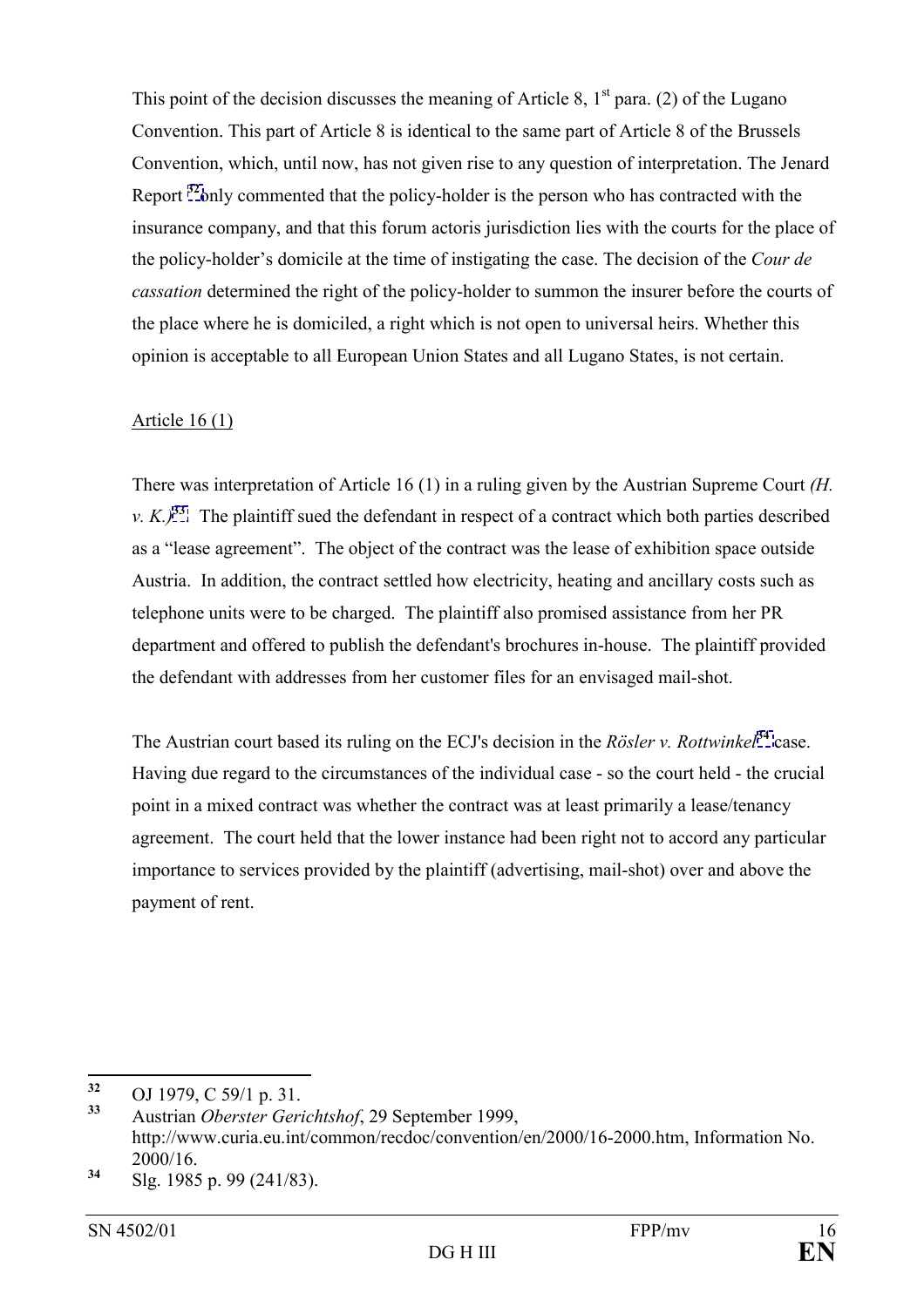This point of the decision discusses the meaning of Article 8, 1st para. (2) of the Lugano Convention. This part of Article 8 is identical to the same part of Article 8 of the Brussels Convention, which, until now, has not given rise to any question of interpretation. The Jenard Report [32] only commented that the policy-holder is the person who has contracted with the insurance company, and that this forum actoris jurisdiction lies with the courts for the place of the policy-holder's domicile at the time of instigating the case. The decision of the *Cour de cassation* determined the right of the policy-holder to summon the insurer before the courts of the place where he is domiciled, a right which is not open to universal heirs. Whether this opinion is acceptable to all European Union States and all Lugano States, is not certain.

<u>Article 16 (1)</u>

There was interpretation of Article 16 (1) in a ruling given by the Austrian Supreme Court *(H. v. K.)*[33]. The plaintiff sued the defendant in respect of a contract which both parties described as a "lease agreement". The object of the contract was the lease of exhibition space outside Austria. In addition, the contract settled how electricity, heating and ancillary costs such as telephone units were to be charged. The plaintiff also promised assistance from her PR department and offered to publish the defendant's brochures in-house. The plaintiff provided the defendant with addresses from her customer files for an envisaged mail-shot.

The Austrian court based its ruling on the ECJ's decision in the *Rösler v. Rottwinkel*[34] case. Having due regard to the circumstances of the individual case - so the court held - the crucial point in a mixed contract was whether the contract was at least primarily a lease/tenancy agreement. The court held that the lower instance had been right not to accord any particular importance to services provided by the plaintiff (advertising, mail-shot) over and above the payment of rent.

---

[32] OJ 1979, C 59/1 p. 31.

[33] Austrian *Oberster Gerichtshof*, 29 September 1999, http://www.curia.eu.int/common/recdoc/convention/en/2000/16-2000.htm, Information No. 2000/16.

[34] Slg. 1985 p. 99 (241/83).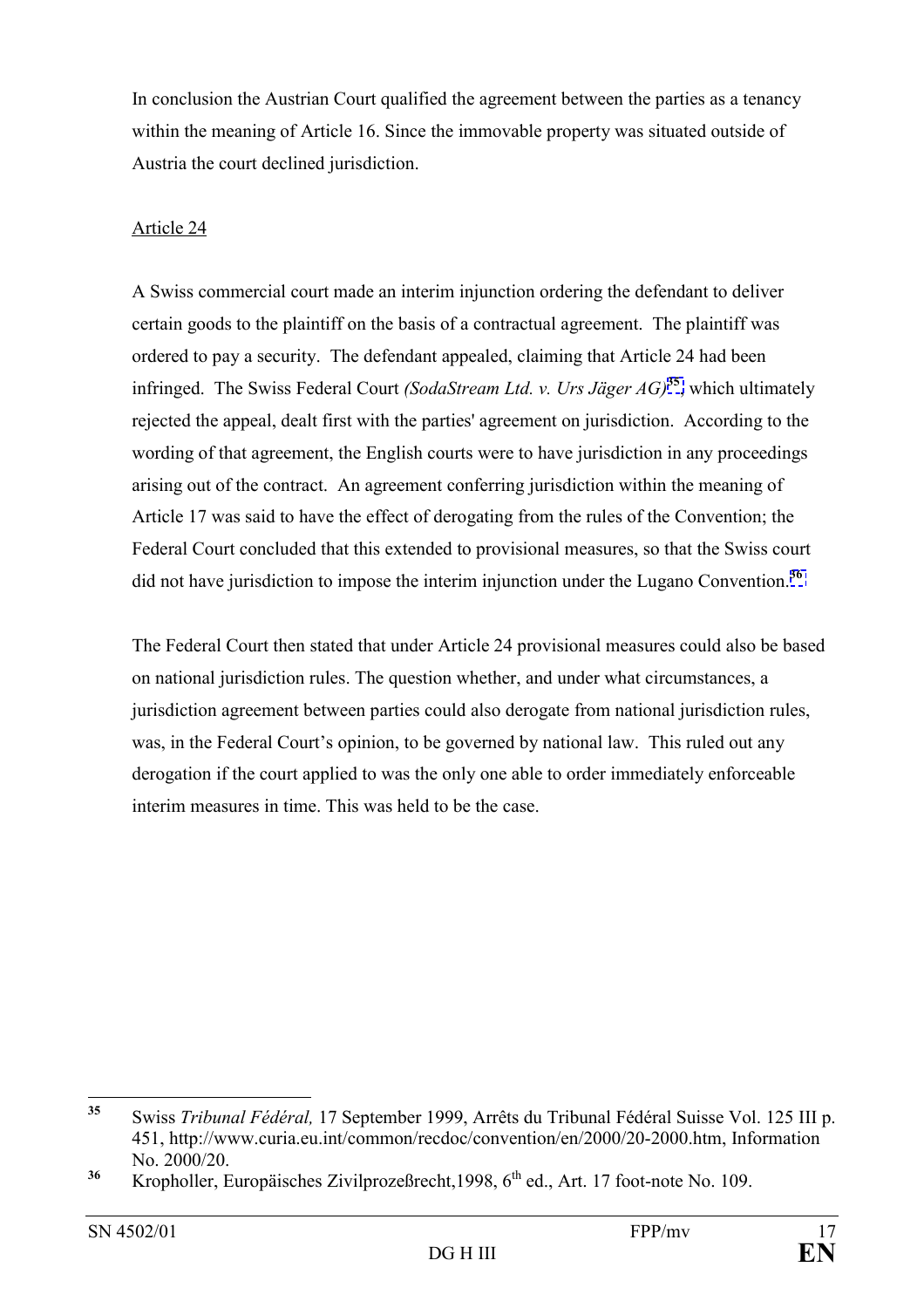In conclusion the Austrian Court qualified the agreement between the parties as a tenancy within the meaning of Article 16. Since the immovable property was situated outside of Austria the court declined jurisdiction.

Article 24

A Swiss commercial court made an interim injunction ordering the defendant to deliver certain goods to the plaintiff on the basis of a contractual agreement. The plaintiff was ordered to pay a security. The defendant appealed, claiming that Article 24 had been infringed. The Swiss Federal Court *(SodaStream Ltd. v. Urs Jäger AG)*[35], which ultimately rejected the appeal, dealt first with the parties' agreement on jurisdiction. According to the wording of that agreement, the English courts were to have jurisdiction in any proceedings arising out of the contract. An agreement conferring jurisdiction within the meaning of Article 17 was said to have the effect of derogating from the rules of the Convention; the Federal Court concluded that this extended to provisional measures, so that the Swiss court did not have jurisdiction to impose the interim injunction under the Lugano Convention.[36]

The Federal Court then stated that under Article 24 provisional measures could also be based on national jurisdiction rules. The question whether, and under what circumstances, a jurisdiction agreement between parties could also derogate from national jurisdiction rules, was, in the Federal Court's opinion, to be governed by national law. This ruled out any derogation if the court applied to was the only one able to order immediately enforceable interim measures in time. This was held to be the case.

---

[35] Swiss *Tribunal Fédéral,* 17 September 1999, Arrêts du Tribunal Fédéral Suisse Vol. 125 III p. 451, http://www.curia.eu.int/common/recdoc/convention/en/2000/20-2000.htm, Information No. 2000/20.

[36] Kropholler, Europäisches Zivilprozeßrecht,1998, 6th ed., Art. 17 foot-note No. 109.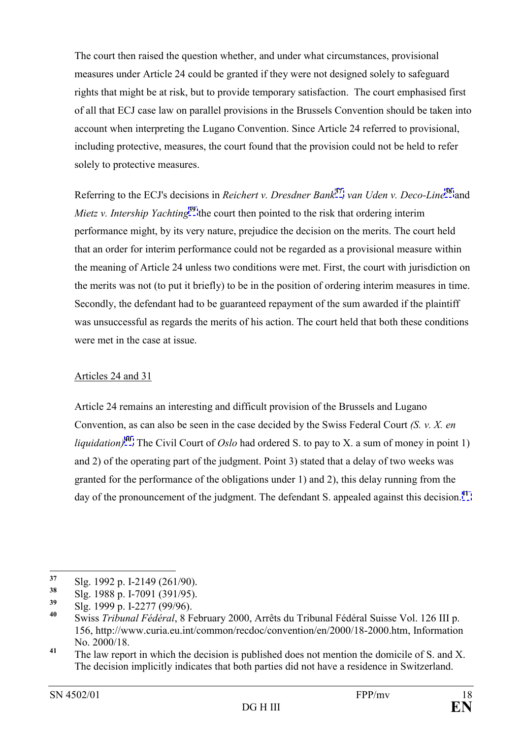The court then raised the question whether, and under what circumstances, provisional measures under Article 24 could be granted if they were not designed solely to safeguard rights that might be at risk, but to provide temporary satisfaction. The court emphasised first of all that ECJ case law on parallel provisions in the Brussels Convention should be taken into account when interpreting the Lugano Convention. Since Article 24 referred to provisional, including protective, measures, the court found that the provision could not be held to refer solely to protective measures.

Referring to the ECJ's decisions in *Reichert v. Dresdner Bank*[37], *van Uden v. Deco-Line*[38] and *Mietz v. Intership Yachting*[39] the court then pointed to the risk that ordering interim performance might, by its very nature, prejudice the decision on the merits. The court held that an order for interim performance could not be regarded as a provisional measure within the meaning of Article 24 unless two conditions were met. First, the court with jurisdiction on the merits was not (to put it briefly) to be in the position of ordering interim measures in time. Secondly, the defendant had to be guaranteed repayment of the sum awarded if the plaintiff was unsuccessful as regards the merits of his action. The court held that both these conditions were met in the case at issue.

Articles 24 and 31

Article 24 remains an interesting and difficult provision of the Brussels and Lugano Convention, as can also be seen in the case decided by the Swiss Federal Court *(S. v. X. en liquidation)*[40] The Civil Court of *Oslo* had ordered S. to pay to X. a sum of money in point 1) and 2) of the operating part of the judgment. Point 3) stated that a delay of two weeks was granted for the performance of the obligations under 1) and 2), this delay running from the day of the pronouncement of the judgment. The defendant S. appealed against this decision.[41]

---

[37] Slg. 1992 p. I-2149 (261/90).

[38] Slg. 1988 p. I-7091 (391/95).

[39] Slg. 1999 p. I-2277 (99/96).

[40] Swiss *Tribunal Fédéral*, 8 February 2000, Arrêts du Tribunal Fédéral Suisse Vol. 126 III p. 156, http://www.curia.eu.int/common/recdoc/convention/en/2000/18-2000.htm, Information No. 2000/18.

[41] The law report in which the decision is published does not mention the domicile of S. and X. The decision implicitly indicates that both parties did not have a residence in Switzerland.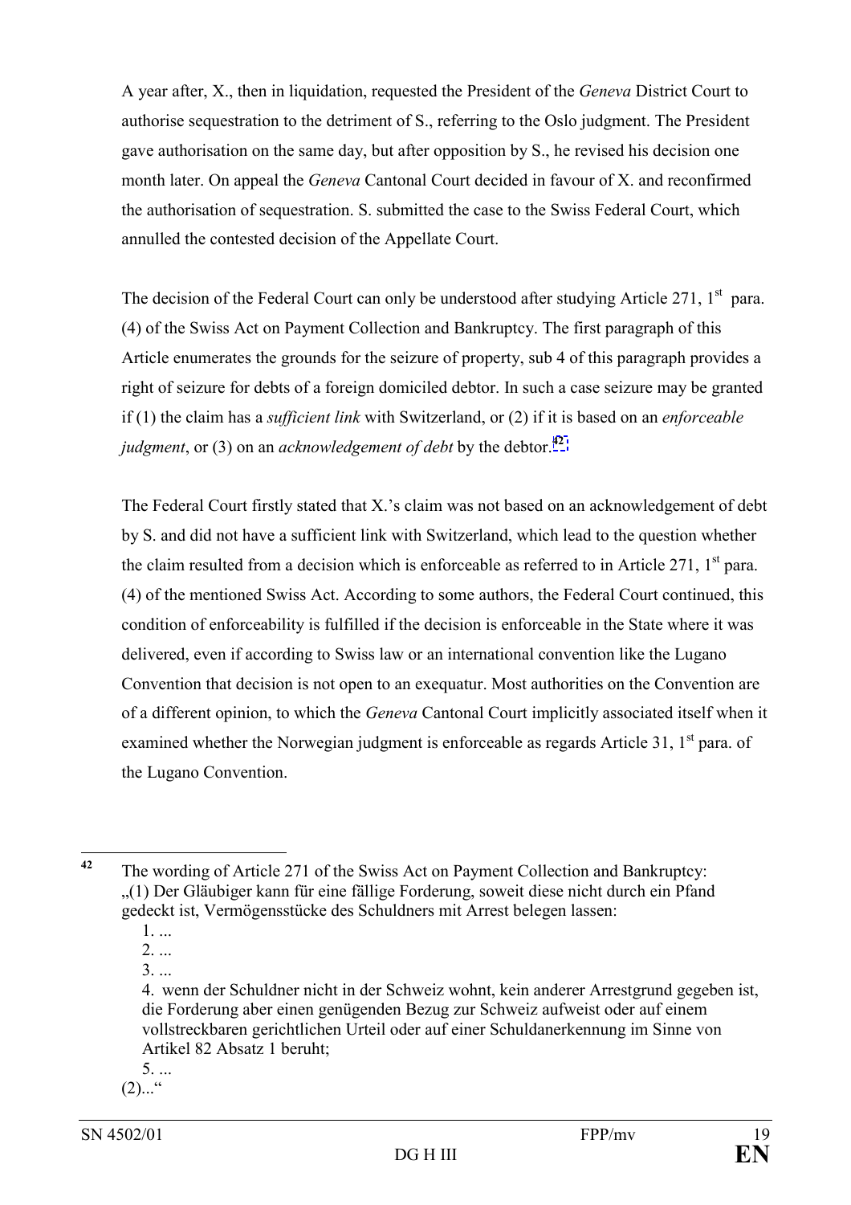A year after, X., then in liquidation, requested the President of the *Geneva* District Court to authorise sequestration to the detriment of S., referring to the Oslo judgment. The President gave authorisation on the same day, but after opposition by S., he revised his decision one month later. On appeal the *Geneva* Cantonal Court decided in favour of X. and reconfirmed the authorisation of sequestration. S. submitted the case to the Swiss Federal Court, which annulled the contested decision of the Appellate Court.

The decision of the Federal Court can only be understood after studying Article 271, 1st para. (4) of the Swiss Act on Payment Collection and Bankruptcy. The first paragraph of this Article enumerates the grounds for the seizure of property, sub 4 of this paragraph provides a right of seizure for debts of a foreign domiciled debtor. In such a case seizure may be granted if (1) the claim has a *sufficient link* with Switzerland, or (2) if it is based on an *enforceable judgment*, or (3) on an *acknowledgement of debt* by the debtor.[42]

The Federal Court firstly stated that X.'s claim was not based on an acknowledgement of debt by S. and did not have a sufficient link with Switzerland, which lead to the question whether the claim resulted from a decision which is enforceable as referred to in Article 271, 1st para. (4) of the mentioned Swiss Act. According to some authors, the Federal Court continued, this condition of enforceability is fulfilled if the decision is enforceable in the State where it was delivered, even if according to Swiss law or an international convention like the Lugano Convention that decision is not open to an exequatur. Most authorities on the Convention are of a different opinion, to which the *Geneva* Cantonal Court implicitly associated itself when it examined whether the Norwegian judgment is enforceable as regards Article 31, 1st para. of the Lugano Convention.

---

[42] The wording of Article 271 of the Swiss Act on Payment Collection and Bankruptcy:
„(1) Der Gläubiger kann für eine fällige Forderung, soweit diese nicht durch ein Pfand gedeckt ist, Vermögensstücke des Schuldners mit Arrest belegen lassen:

1. ...
2. ...
3. ...
4. wenn der Schuldner nicht in der Schweiz wohnt, kein anderer Arrestgrund gegeben ist, die Forderung aber einen genügenden Bezug zur Schweiz aufweist oder auf einem vollstreckbaren gerichtlichen Urteil oder auf einer Schuldanerkennung im Sinne von Artikel 82 Absatz 1 beruht;
5. ...

(2)..."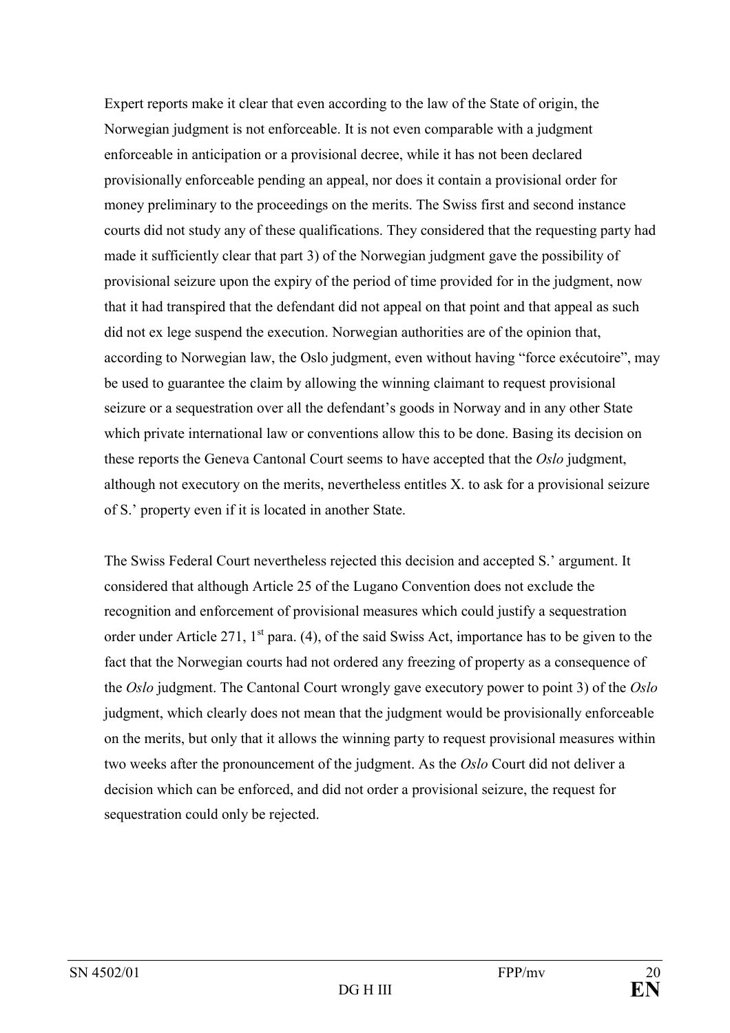Expert reports make it clear that even according to the law of the State of origin, the Norwegian judgment is not enforceable. It is not even comparable with a judgment enforceable in anticipation or a provisional decree, while it has not been declared provisionally enforceable pending an appeal, nor does it contain a provisional order for money preliminary to the proceedings on the merits. The Swiss first and second instance courts did not study any of these qualifications. They considered that the requesting party had made it sufficiently clear that part 3) of the Norwegian judgment gave the possibility of provisional seizure upon the expiry of the period of time provided for in the judgment, now that it had transpired that the defendant did not appeal on that point and that appeal as such did not ex lege suspend the execution. Norwegian authorities are of the opinion that, according to Norwegian law, the Oslo judgment, even without having "force exécutoire", may be used to guarantee the claim by allowing the winning claimant to request provisional seizure or a sequestration over all the defendant's goods in Norway and in any other State which private international law or conventions allow this to be done. Basing its decision on these reports the Geneva Cantonal Court seems to have accepted that the *Oslo* judgment, although not executory on the merits, nevertheless entitles X. to ask for a provisional seizure of S.' property even if it is located in another State.

The Swiss Federal Court nevertheless rejected this decision and accepted S.' argument. It considered that although Article 25 of the Lugano Convention does not exclude the recognition and enforcement of provisional measures which could justify a sequestration order under Article 271, 1st para. (4), of the said Swiss Act, importance has to be given to the fact that the Norwegian courts had not ordered any freezing of property as a consequence of the *Oslo* judgment. The Cantonal Court wrongly gave executory power to point 3) of the *Oslo* judgment, which clearly does not mean that the judgment would be provisionally enforceable on the merits, but only that it allows the winning party to request provisional measures within two weeks after the pronouncement of the judgment. As the *Oslo* Court did not deliver a decision which can be enforced, and did not order a provisional seizure, the request for sequestration could only be rejected.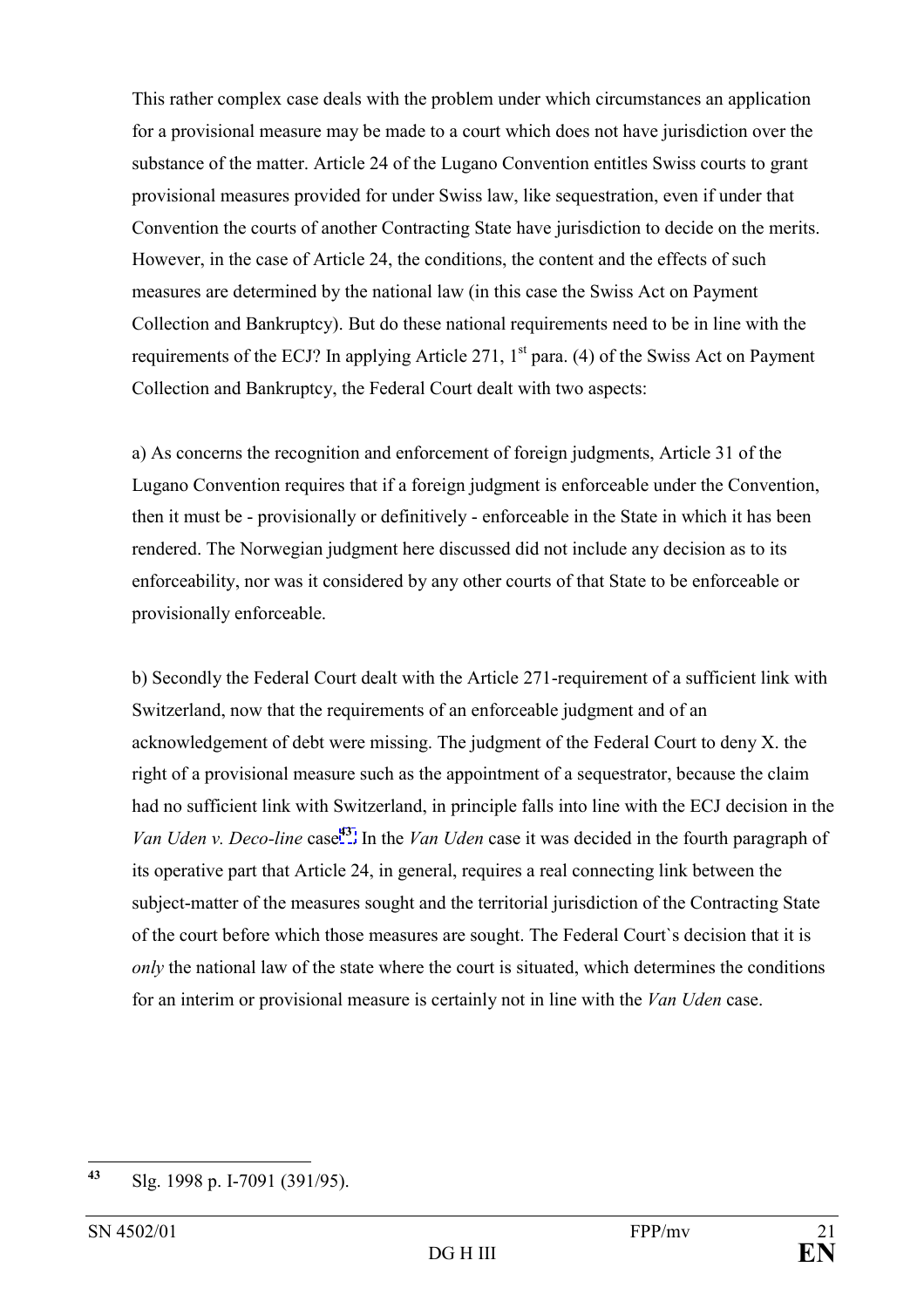This rather complex case deals with the problem under which circumstances an application for a provisional measure may be made to a court which does not have jurisdiction over the substance of the matter. Article 24 of the Lugano Convention entitles Swiss courts to grant provisional measures provided for under Swiss law, like sequestration, even if under that Convention the courts of another Contracting State have jurisdiction to decide on the merits. However, in the case of Article 24, the conditions, the content and the effects of such measures are determined by the national law (in this case the Swiss Act on Payment Collection and Bankruptcy). But do these national requirements need to be in line with the requirements of the ECJ? In applying Article 271, 1st para. (4) of the Swiss Act on Payment Collection and Bankruptcy, the Federal Court dealt with two aspects:

a) As concerns the recognition and enforcement of foreign judgments, Article 31 of the Lugano Convention requires that if a foreign judgment is enforceable under the Convention, then it must be - provisionally or definitively - enforceable in the State in which it has been rendered. The Norwegian judgment here discussed did not include any decision as to its enforceability, nor was it considered by any other courts of that State to be enforceable or provisionally enforceable.

b) Secondly the Federal Court dealt with the Article 271-requirement of a sufficient link with Switzerland, now that the requirements of an enforceable judgment and of an acknowledgement of debt were missing. The judgment of the Federal Court to deny X. the right of a provisional measure such as the appointment of a sequestrator, because the claim had no sufficient link with Switzerland, in principle falls into line with the ECJ decision in the *Van Uden v. Deco-line* case[43]. In the *Van Uden* case it was decided in the fourth paragraph of its operative part that Article 24, in general, requires a real connecting link between the subject-matter of the measures sought and the territorial jurisdiction of the Contracting State of the court before which those measures are sought. The Federal Court`s decision that it is *only* the national law of the state where the court is situated, which determines the conditions for an interim or provisional measure is certainly not in line with the *Van Uden* case.

---

[43] Slg. 1998 p. I-7091 (391/95).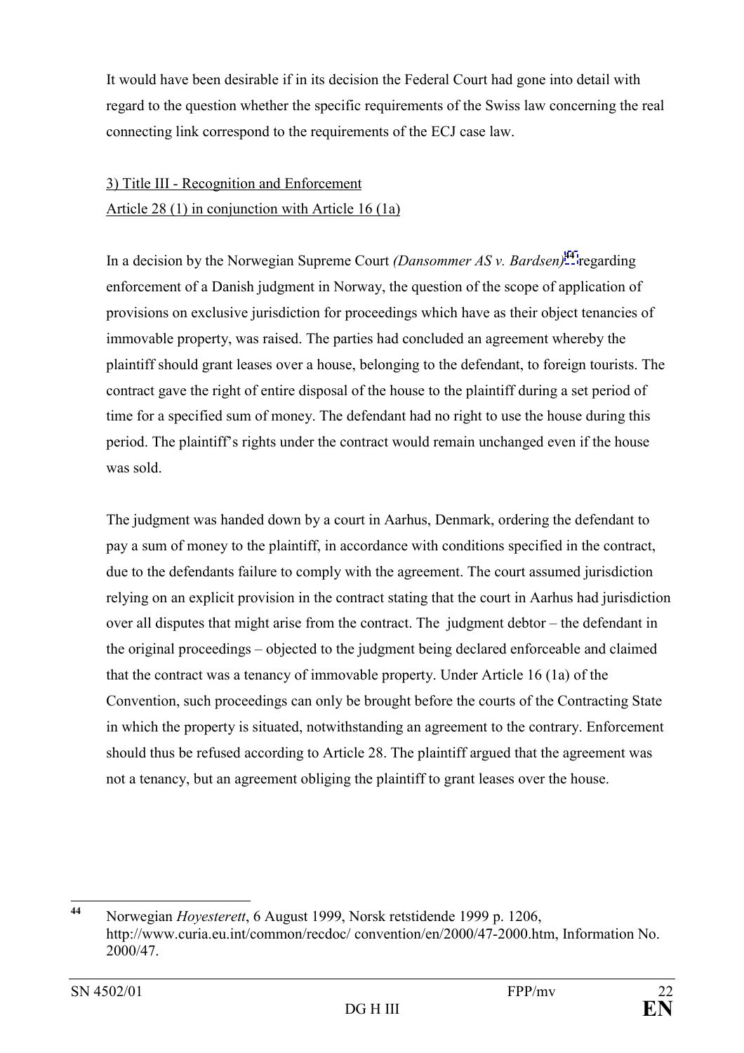It would have been desirable if in its decision the Federal Court had gone into detail with regard to the question whether the specific requirements of the Swiss law concerning the real connecting link correspond to the requirements of the ECJ case law.

3) Title III - Recognition and Enforcement

Article 28 (1) in conjunction with Article 16 (1a)

In a decision by the Norwegian Supreme Court *(Dansommer AS v. Bardsen)*[44] regarding enforcement of a Danish judgment in Norway, the question of the scope of application of provisions on exclusive jurisdiction for proceedings which have as their object tenancies of immovable property, was raised. The parties had concluded an agreement whereby the plaintiff should grant leases over a house, belonging to the defendant, to foreign tourists. The contract gave the right of entire disposal of the house to the plaintiff during a set period of time for a specified sum of money. The defendant had no right to use the house during this period. The plaintiff's rights under the contract would remain unchanged even if the house was sold.

The judgment was handed down by a court in Aarhus, Denmark, ordering the defendant to pay a sum of money to the plaintiff, in accordance with conditions specified in the contract, due to the defendants failure to comply with the agreement. The court assumed jurisdiction relying on an explicit provision in the contract stating that the court in Aarhus had jurisdiction over all disputes that might arise from the contract. The judgment debtor – the defendant in the original proceedings – objected to the judgment being declared enforceable and claimed that the contract was a tenancy of immovable property. Under Article 16 (1a) of the Convention, such proceedings can only be brought before the courts of the Contracting State in which the property is situated, notwithstanding an agreement to the contrary. Enforcement should thus be refused according to Article 28. The plaintiff argued that the agreement was not a tenancy, but an agreement obliging the plaintiff to grant leases over the house.

---

[44] Norwegian *Hoyesterett*, 6 August 1999, Norsk retstidende 1999 p. 1206, http://www.curia.eu.int/common/recdoc/ convention/en/2000/47-2000.htm, Information No. 2000/47.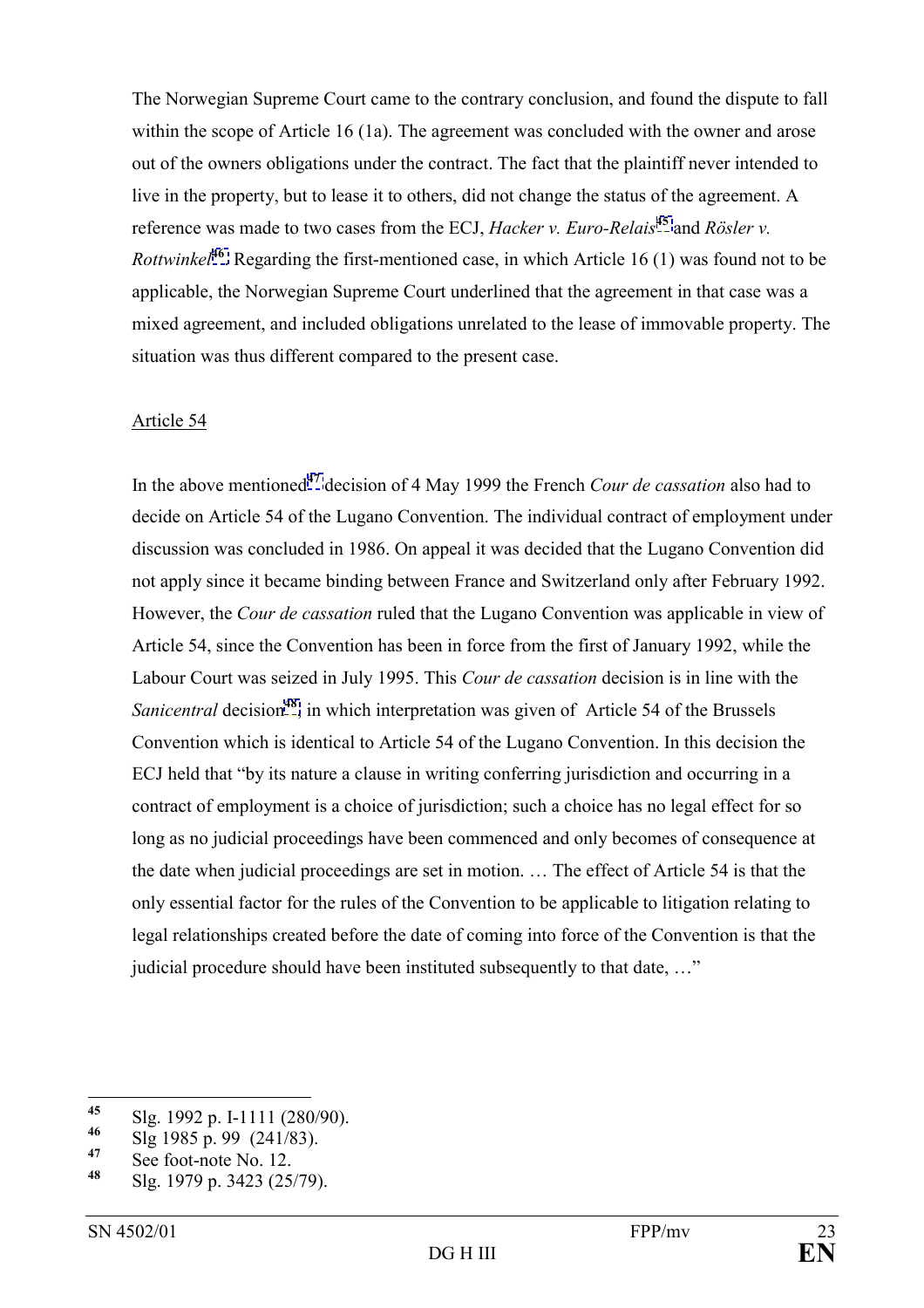The Norwegian Supreme Court came to the contrary conclusion, and found the dispute to fall within the scope of Article 16 (1a). The agreement was concluded with the owner and arose out of the owners obligations under the contract. The fact that the plaintiff never intended to live in the property, but to lease it to others, did not change the status of the agreement. A reference was made to two cases from the ECJ, *Hacker v. Euro-Relais*[45] and *Rösler v. Rottwinkel*[46]. Regarding the first-mentioned case, in which Article 16 (1) was found not to be applicable, the Norwegian Supreme Court underlined that the agreement in that case was a mixed agreement, and included obligations unrelated to the lease of immovable property. The situation was thus different compared to the present case.

Article 54

In the above mentioned[47] decision of 4 May 1999 the French *Cour de cassation* also had to decide on Article 54 of the Lugano Convention. The individual contract of employment under discussion was concluded in 1986. On appeal it was decided that the Lugano Convention did not apply since it became binding between France and Switzerland only after February 1992. However, the *Cour de cassation* ruled that the Lugano Convention was applicable in view of Article 54, since the Convention has been in force from the first of January 1992, while the Labour Court was seized in July 1995. This *Cour de cassation* decision is in line with the *Sanicentral* decision[48], in which interpretation was given of Article 54 of the Brussels Convention which is identical to Article 54 of the Lugano Convention. In this decision the ECJ held that "by its nature a clause in writing conferring jurisdiction and occurring in a contract of employment is a choice of jurisdiction; such a choice has no legal effect for so long as no judicial proceedings have been commenced and only becomes of consequence at the date when judicial proceedings are set in motion. … The effect of Article 54 is that the only essential factor for the rules of the Convention to be applicable to litigation relating to legal relationships created before the date of coming into force of the Convention is that the judicial procedure should have been instituted subsequently to that date, …"

---

[45] Slg. 1992 p. I-1111 (280/90).

[46] Slg 1985 p. 99 (241/83).

[47] See foot-note No. 12.

[48] Slg. 1979 p. 3423 (25/79).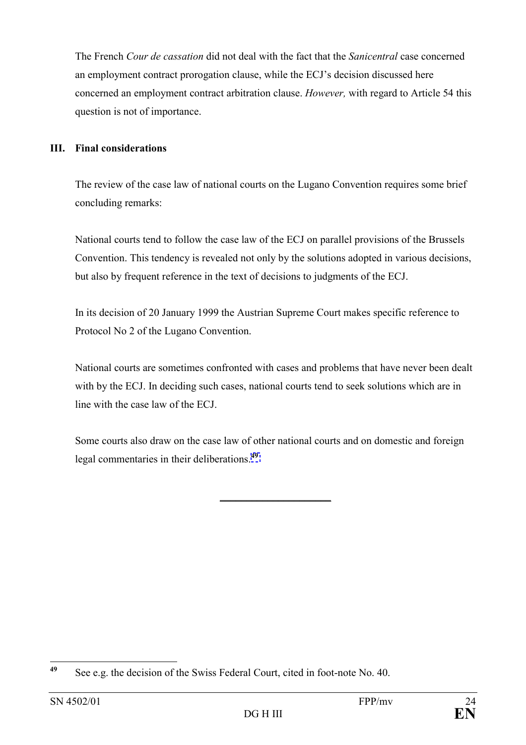The French *Cour de cassation* did not deal with the fact that the *Sanicentral* case concerned an employment contract prorogation clause, while the ECJ's decision discussed here concerned an employment contract arbitration clause. *However,* with regard to Article 54 this question is not of importance.

## III. Final considerations

The review of the case law of national courts on the Lugano Convention requires some brief concluding remarks:

National courts tend to follow the case law of the ECJ on parallel provisions of the Brussels Convention. This tendency is revealed not only by the solutions adopted in various decisions, but also by frequent reference in the text of decisions to judgments of the ECJ.

In its decision of 20 January 1999 the Austrian Supreme Court makes specific reference to Protocol No 2 of the Lugano Convention.

National courts are sometimes confronted with cases and problems that have never been dealt with by the ECJ. In deciding such cases, national courts tend to seek solutions which are in line with the case law of the ECJ.

Some courts also draw on the case law of other national courts and on domestic and foreign legal commentaries in their deliberations.[49]

---

[49] See e.g. the decision of the Swiss Federal Court, cited in foot-note No. 40.